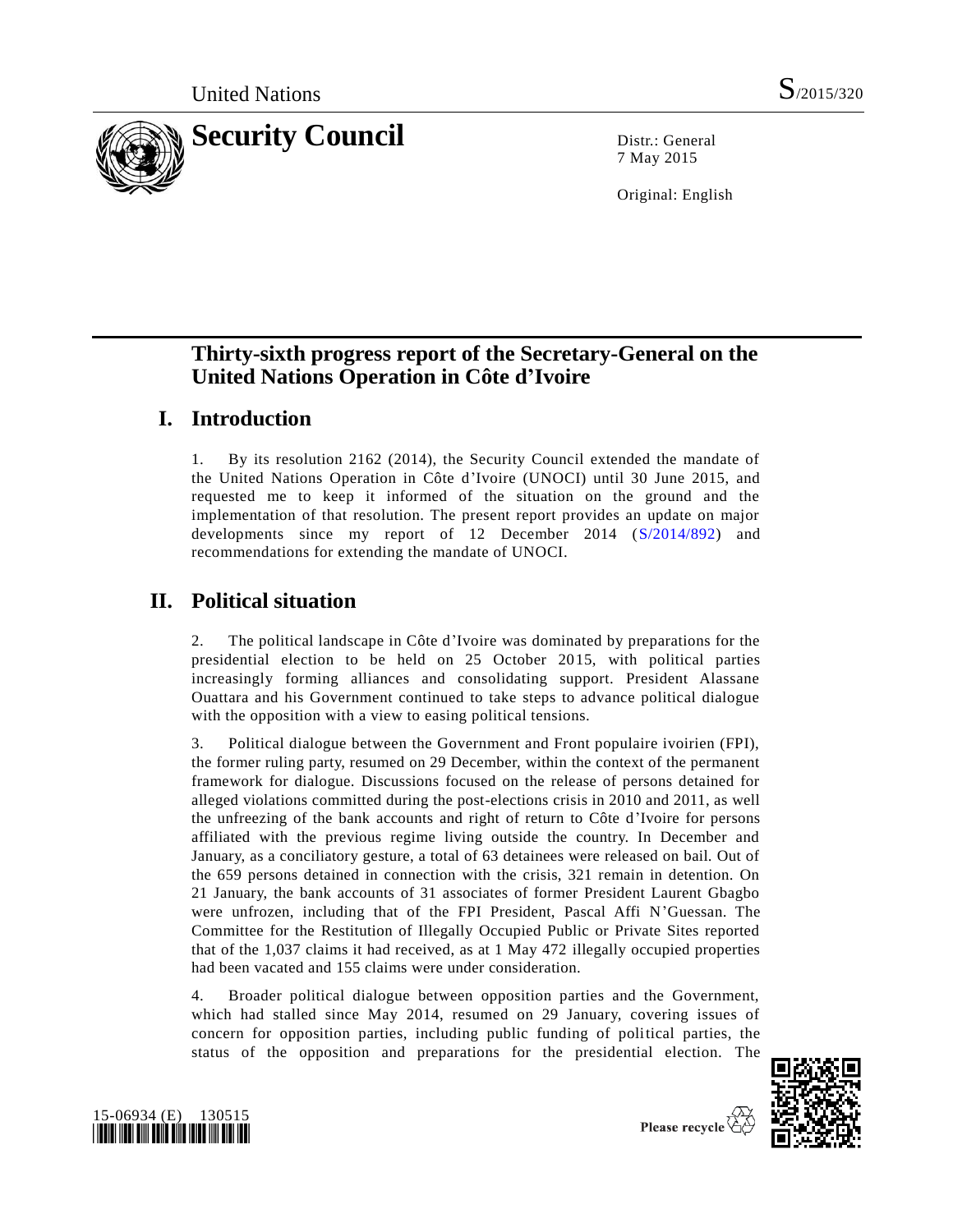United Nations S/2015/320

# Security Council

Distr.: General
7 May 2015

Original: English

# Thirty-sixth progress report of the Secretary-General on the United Nations Operation in Côte d'Ivoire

## I. Introduction

1. By its resolution 2162 (2014), the Security Council extended the mandate of the United Nations Operation in Côte d'Ivoire (UNOCI) until 30 June 2015, and requested me to keep it informed of the situation on the ground and the implementation of that resolution. The present report provides an update on major developments since my report of 12 December 2014 (S/2014/892) and recommendations for extending the mandate of UNOCI.

## II. Political situation

2. The political landscape in Côte d'Ivoire was dominated by preparations for the presidential election to be held on 25 October 2015, with political parties increasingly forming alliances and consolidating support. President Alassane Ouattara and his Government continued to take steps to advance political dialogue with the opposition with a view to easing political tensions.

3. Political dialogue between the Government and Front populaire ivoirien (FPI), the former ruling party, resumed on 29 December, within the context of the permanent framework for dialogue. Discussions focused on the release of persons detained for alleged violations committed during the post-elections crisis in 2010 and 2011, as well the unfreezing of the bank accounts and right of return to Côte d'Ivoire for persons affiliated with the previous regime living outside the country. In December and January, as a conciliatory gesture, a total of 63 detainees were released on bail. Out of the 659 persons detained in connection with the crisis, 321 remain in detention. On 21 January, the bank accounts of 31 associates of former President Laurent Gbagbo were unfrozen, including that of the FPI President, Pascal Affi N'Guessan. The Committee for the Restitution of Illegally Occupied Public or Private Sites reported that of the 1,037 claims it had received, as at 1 May 472 illegally occupied properties had been vacated and 155 claims were under consideration.

4. Broader political dialogue between opposition parties and the Government, which had stalled since May 2014, resumed on 29 January, covering issues of concern for opposition parties, including public funding of political parties, the status of the opposition and preparations for the presidential election. The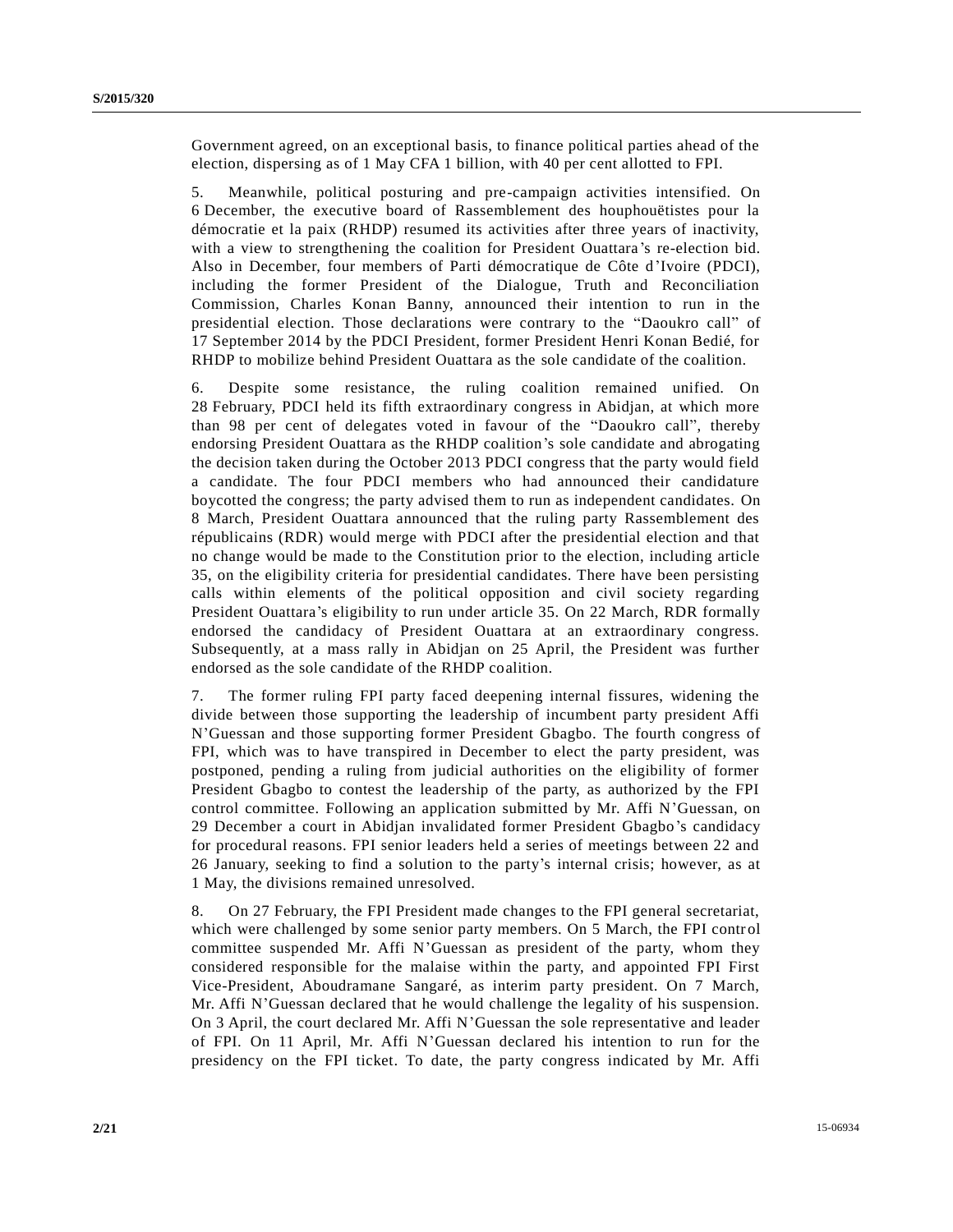Government agreed, on an exceptional basis, to finance political parties ahead of the election, dispersing as of 1 May CFA 1 billion, with 40 per cent allotted to FPI.

5. Meanwhile, political posturing and pre-campaign activities intensified. On 6 December, the executive board of Rassemblement des houphouëtistes pour la démocratie et la paix (RHDP) resumed its activities after three years of inactivity, with a view to strengthening the coalition for President Ouattara's re-election bid. Also in December, four members of Parti démocratique de Côte d'Ivoire (PDCI), including the former President of the Dialogue, Truth and Reconciliation Commission, Charles Konan Banny, announced their intention to run in the presidential election. Those declarations were contrary to the "Daoukro call" of 17 September 2014 by the PDCI President, former President Henri Konan Bedié, for RHDP to mobilize behind President Ouattara as the sole candidate of the coalition.

6. Despite some resistance, the ruling coalition remained unified. On 28 February, PDCI held its fifth extraordinary congress in Abidjan, at which more than 98 per cent of delegates voted in favour of the "Daoukro call", thereby endorsing President Ouattara as the RHDP coalition's sole candidate and abrogating the decision taken during the October 2013 PDCI congress that the party would field a candidate. The four PDCI members who had announced their candidature boycotted the congress; the party advised them to run as independent candidates. On 8 March, President Ouattara announced that the ruling party Rassemblement des républicains (RDR) would merge with PDCI after the presidential election and that no change would be made to the Constitution prior to the election, including article 35, on the eligibility criteria for presidential candidates. There have been persisting calls within elements of the political opposition and civil society regarding President Ouattara's eligibility to run under article 35. On 22 March, RDR formally endorsed the candidacy of President Ouattara at an extraordinary congress. Subsequently, at a mass rally in Abidjan on 25 April, the President was further endorsed as the sole candidate of the RHDP coalition.

7. The former ruling FPI party faced deepening internal fissures, widening the divide between those supporting the leadership of incumbent party president Affi N'Guessan and those supporting former President Gbagbo. The fourth congress of FPI, which was to have transpired in December to elect the party president, was postponed, pending a ruling from judicial authorities on the eligibility of former President Gbagbo to contest the leadership of the party, as authorized by the FPI control committee. Following an application submitted by Mr. Affi N'Guessan, on 29 December a court in Abidjan invalidated former President Gbagbo's candidacy for procedural reasons. FPI senior leaders held a series of meetings between 22 and 26 January, seeking to find a solution to the party's internal crisis; however, as at 1 May, the divisions remained unresolved.

8. On 27 February, the FPI President made changes to the FPI general secretariat, which were challenged by some senior party members. On 5 March, the FPI control committee suspended Mr. Affi N'Guessan as president of the party, whom they considered responsible for the malaise within the party, and appointed FPI First Vice-President, Aboudramane Sangaré, as interim party president. On 7 March, Mr. Affi N'Guessan declared that he would challenge the legality of his suspension. On 3 April, the court declared Mr. Affi N'Guessan the sole representative and leader of FPI. On 11 April, Mr. Affi N'Guessan declared his intention to run for the presidency on the FPI ticket. To date, the party congress indicated by Mr. Affi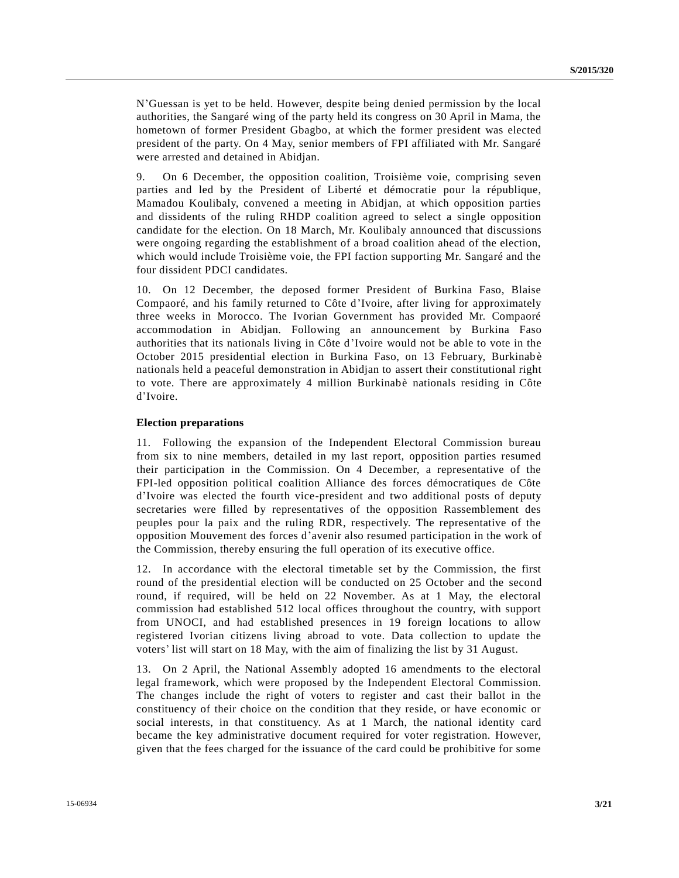N'Guessan is yet to be held. However, despite being denied permission by the local authorities, the Sangaré wing of the party held its congress on 30 April in Mama, the hometown of former President Gbagbo, at which the former president was elected president of the party. On 4 May, senior members of FPI affiliated with Mr. Sangaré were arrested and detained in Abidjan.

9. On 6 December, the opposition coalition, Troisième voie, comprising seven parties and led by the President of Liberté et démocratie pour la république, Mamadou Koulibaly, convened a meeting in Abidjan, at which opposition parties and dissidents of the ruling RHDP coalition agreed to select a single opposition candidate for the election. On 18 March, Mr. Koulibaly announced that discussions were ongoing regarding the establishment of a broad coalition ahead of the election, which would include Troisième voie, the FPI faction supporting Mr. Sangaré and the four dissident PDCI candidates.

10. On 12 December, the deposed former President of Burkina Faso, Blaise Compaoré, and his family returned to Côte d'Ivoire, after living for approximately three weeks in Morocco. The Ivorian Government has provided Mr. Compaoré accommodation in Abidjan. Following an announcement by Burkina Faso authorities that its nationals living in Côte d'Ivoire would not be able to vote in the October 2015 presidential election in Burkina Faso, on 13 February, Burkinabè nationals held a peaceful demonstration in Abidjan to assert their constitutional right to vote. There are approximately 4 million Burkinabè nationals residing in Côte d'Ivoire.

**Election preparations**

11. Following the expansion of the Independent Electoral Commission bureau from six to nine members, detailed in my last report, opposition parties resumed their participation in the Commission. On 4 December, a representative of the FPI-led opposition political coalition Alliance des forces démocratiques de Côte d'Ivoire was elected the fourth vice-president and two additional posts of deputy secretaries were filled by representatives of the opposition Rassemblement des peuples pour la paix and the ruling RDR, respectively. The representative of the opposition Mouvement des forces d'avenir also resumed participation in the work of the Commission, thereby ensuring the full operation of its executive office.

12. In accordance with the electoral timetable set by the Commission, the first round of the presidential election will be conducted on 25 October and the second round, if required, will be held on 22 November. As at 1 May, the electoral commission had established 512 local offices throughout the country, with support from UNOCI, and had established presences in 19 foreign locations to allow registered Ivorian citizens living abroad to vote. Data collection to update the voters' list will start on 18 May, with the aim of finalizing the list by 31 August.

13. On 2 April, the National Assembly adopted 16 amendments to the electoral legal framework, which were proposed by the Independent Electoral Commission. The changes include the right of voters to register and cast their ballot in the constituency of their choice on the condition that they reside, or have economic or social interests, in that constituency. As at 1 March, the national identity card became the key administrative document required for voter registration. However, given that the fees charged for the issuance of the card could be prohibitive for some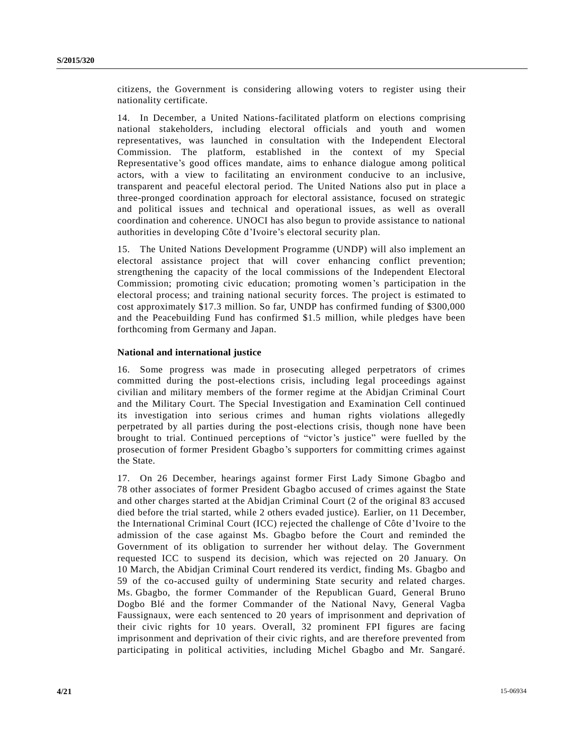citizens, the Government is considering allowing voters to register using their nationality certificate.

14. In December, a United Nations-facilitated platform on elections comprising national stakeholders, including electoral officials and youth and women representatives, was launched in consultation with the Independent Electoral Commission. The platform, established in the context of my Special Representative's good offices mandate, aims to enhance dialogue among political actors, with a view to facilitating an environment conducive to an inclusive, transparent and peaceful electoral period. The United Nations also put in place a three-pronged coordination approach for electoral assistance, focused on strategic and political issues and technical and operational issues, as well as overall coordination and coherence. UNOCI has also begun to provide assistance to national authorities in developing Côte d'Ivoire's electoral security plan.

15. The United Nations Development Programme (UNDP) will also implement an electoral assistance project that will cover enhancing conflict prevention; strengthening the capacity of the local commissions of the Independent Electoral Commission; promoting civic education; promoting women's participation in the electoral process; and training national security forces. The project is estimated to cost approximately $17.3 million. So far, UNDP has confirmed funding of $300,000 and the Peacebuilding Fund has confirmed $1.5 million, while pledges have been forthcoming from Germany and Japan.

**National and international justice**

16. Some progress was made in prosecuting alleged perpetrators of crimes committed during the post-elections crisis, including legal proceedings against civilian and military members of the former regime at the Abidjan Criminal Court and the Military Court. The Special Investigation and Examination Cell continued its investigation into serious crimes and human rights violations allegedly perpetrated by all parties during the post-elections crisis, though none have been brought to trial. Continued perceptions of "victor's justice" were fuelled by the prosecution of former President Gbagbo's supporters for committing crimes against the State.

17. On 26 December, hearings against former First Lady Simone Gbagbo and 78 other associates of former President Gbagbo accused of crimes against the State and other charges started at the Abidjan Criminal Court (2 of the original 83 accused died before the trial started, while 2 others evaded justice). Earlier, on 11 December, the International Criminal Court (ICC) rejected the challenge of Côte d'Ivoire to the admission of the case against Ms. Gbagbo before the Court and reminded the Government of its obligation to surrender her without delay. The Government requested ICC to suspend its decision, which was rejected on 20 January. On 10 March, the Abidjan Criminal Court rendered its verdict, finding Ms. Gbagbo and 59 of the co-accused guilty of undermining State security and related charges. Ms. Gbagbo, the former Commander of the Republican Guard, General Bruno Dogbo Blé and the former Commander of the National Navy, General Vagba Faussignaux, were each sentenced to 20 years of imprisonment and deprivation of their civic rights for 10 years. Overall, 32 prominent FPI figures are facing imprisonment and deprivation of their civic rights, and are therefore prevented from participating in political activities, including Michel Gbagbo and Mr. Sangaré.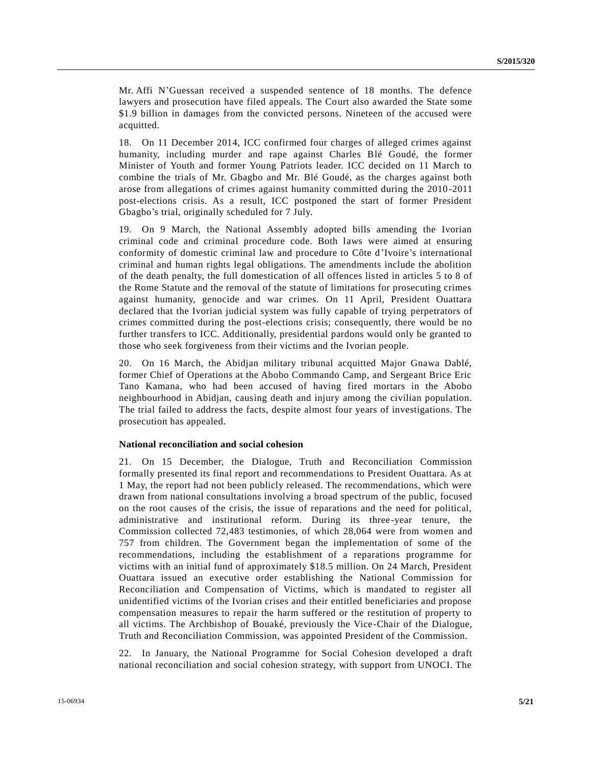Mr. Affi N'Guessan received a suspended sentence of 18 months. The defence lawyers and prosecution have filed appeals. The Court also awarded the State some \$1.9 billion in damages from the convicted persons. Nineteen of the accused were acquitted.

18. On 11 December 2014, ICC confirmed four charges of alleged crimes against humanity, including murder and rape against Charles Blé Goudé, the former Minister of Youth and former Young Patriots leader. ICC decided on 11 March to combine the trials of Mr. Gbagbo and Mr. Blé Goudé, as the charges against both arose from allegations of crimes against humanity committed during the 2010-2011 post-elections crisis. As a result, ICC postponed the start of former President Gbagbo's trial, originally scheduled for 7 July.

19. On 9 March, the National Assembly adopted bills amending the Ivorian criminal code and criminal procedure code. Both laws were aimed at ensuring conformity of domestic criminal law and procedure to Côte d'Ivoire's international criminal and human rights legal obligations. The amendments include the abolition of the death penalty, the full domestication of all offences listed in articles 5 to 8 of the Rome Statute and the removal of the statute of limitations for prosecuting crimes against humanity, genocide and war crimes. On 11 April, President Ouattara declared that the Ivorian judicial system was fully capable of trying perpetrators of crimes committed during the post-elections crisis; consequently, there would be no further transfers to ICC. Additionally, presidential pardons would only be granted to those who seek forgiveness from their victims and the Ivorian people.

20. On 16 March, the Abidjan military tribunal acquitted Major Gnawa Dablé, former Chief of Operations at the Abobo Commando Camp, and Sergeant Brice Eric Tano Kamana, who had been accused of having fired mortars in the Abobo neighbourhood in Abidjan, causing death and injury among the civilian population. The trial failed to address the facts, despite almost four years of investigations. The prosecution has appealed.

**National reconciliation and social cohesion**

21. On 15 December, the Dialogue, Truth and Reconciliation Commission formally presented its final report and recommendations to President Ouattara. As at 1 May, the report had not been publicly released. The recommendations, which were drawn from national consultations involving a broad spectrum of the public, focused on the root causes of the crisis, the issue of reparations and the need for political, administrative and institutional reform. During its three-year tenure, the Commission collected 72,483 testimonies, of which 28,064 were from women and 757 from children. The Government began the implementation of some of the recommendations, including the establishment of a reparations programme for victims with an initial fund of approximately \$18.5 million. On 24 March, President Ouattara issued an executive order establishing the National Commission for Reconciliation and Compensation of Victims, which is mandated to register all unidentified victims of the Ivorian crises and their entitled beneficiaries and propose compensation measures to repair the harm suffered or the restitution of property to all victims. The Archbishop of Bouaké, previously the Vice-Chair of the Dialogue, Truth and Reconciliation Commission, was appointed President of the Commission.

22. In January, the National Programme for Social Cohesion developed a draft national reconciliation and social cohesion strategy, with support from UNOCI. The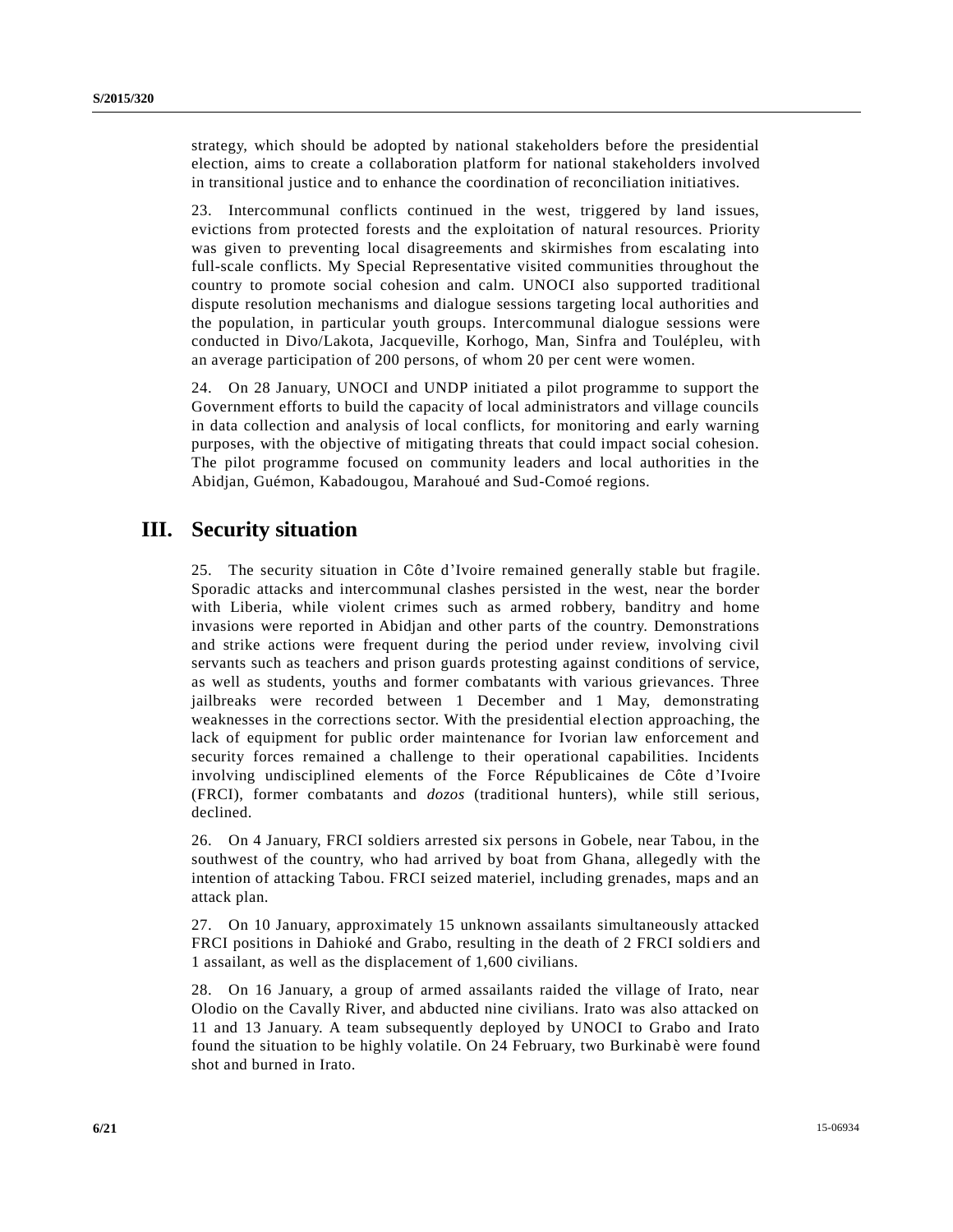strategy, which should be adopted by national stakeholders before the presidential election, aims to create a collaboration platform for national stakeholders involved in transitional justice and to enhance the coordination of reconciliation initiatives.

23. Intercommunal conflicts continued in the west, triggered by land issues, evictions from protected forests and the exploitation of natural resources. Priority was given to preventing local disagreements and skirmishes from escalating into full-scale conflicts. My Special Representative visited communities throughout the country to promote social cohesion and calm. UNOCI also supported traditional dispute resolution mechanisms and dialogue sessions targeting local authorities and the population, in particular youth groups. Intercommunal dialogue sessions were conducted in Divo/Lakota, Jacqueville, Korhogo, Man, Sinfra and Toulépleu, with an average participation of 200 persons, of whom 20 per cent were women.

24. On 28 January, UNOCI and UNDP initiated a pilot programme to support the Government efforts to build the capacity of local administrators and village councils in data collection and analysis of local conflicts, for monitoring and early warning purposes, with the objective of mitigating threats that could impact social cohesion. The pilot programme focused on community leaders and local authorities in the Abidjan, Guémon, Kabadougou, Marahoué and Sud-Comoé regions.

## III. Security situation

25. The security situation in Côte d'Ivoire remained generally stable but fragile. Sporadic attacks and intercommunal clashes persisted in the west, near the border with Liberia, while violent crimes such as armed robbery, banditry and home invasions were reported in Abidjan and other parts of the country. Demonstrations and strike actions were frequent during the period under review, involving civil servants such as teachers and prison guards protesting against conditions of service, as well as students, youths and former combatants with various grievances. Three jailbreaks were recorded between 1 December and 1 May, demonstrating weaknesses in the corrections sector. With the presidential election approaching, the lack of equipment for public order maintenance for Ivorian law enforcement and security forces remained a challenge to their operational capabilities. Incidents involving undisciplined elements of the Force Républicaines de Côte d'Ivoire (FRCI), former combatants and *dozos* (traditional hunters), while still serious, declined.

26. On 4 January, FRCI soldiers arrested six persons in Gobele, near Tabou, in the southwest of the country, who had arrived by boat from Ghana, allegedly with the intention of attacking Tabou. FRCI seized materiel, including grenades, maps and an attack plan.

27. On 10 January, approximately 15 unknown assailants simultaneously attacked FRCI positions in Dahioké and Grabo, resulting in the death of 2 FRCI soldiers and 1 assailant, as well as the displacement of 1,600 civilians.

28. On 16 January, a group of armed assailants raided the village of Irato, near Olodio on the Cavally River, and abducted nine civilians. Irato was also attacked on 11 and 13 January. A team subsequently deployed by UNOCI to Grabo and Irato found the situation to be highly volatile. On 24 February, two Burkinabè were found shot and burned in Irato.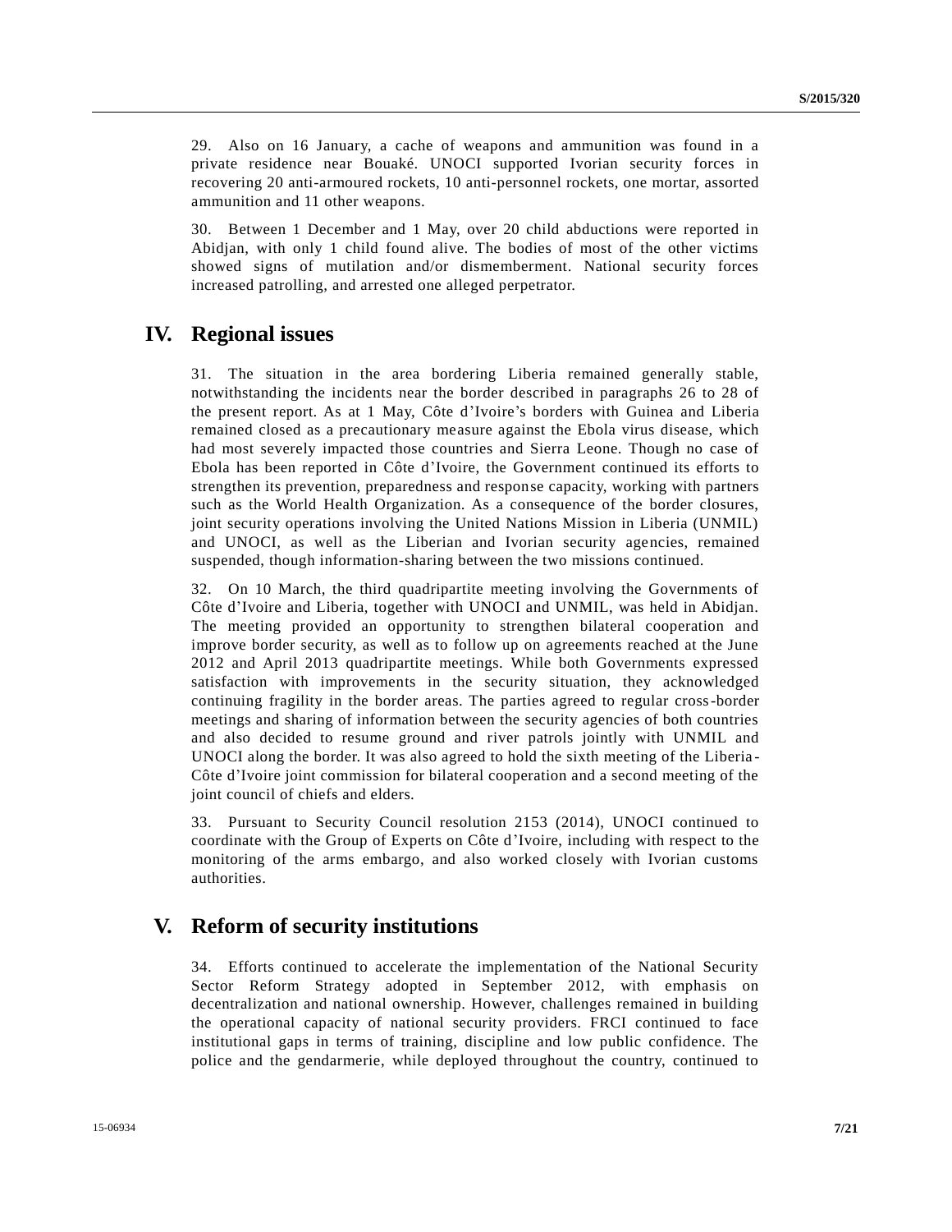29. Also on 16 January, a cache of weapons and ammunition was found in a private residence near Bouaké. UNOCI supported Ivorian security forces in recovering 20 anti-armoured rockets, 10 anti-personnel rockets, one mortar, assorted ammunition and 11 other weapons.

30. Between 1 December and 1 May, over 20 child abductions were reported in Abidjan, with only 1 child found alive. The bodies of most of the other victims showed signs of mutilation and/or dismemberment. National security forces increased patrolling, and arrested one alleged perpetrator.

# IV. Regional issues

31. The situation in the area bordering Liberia remained generally stable, notwithstanding the incidents near the border described in paragraphs 26 to 28 of the present report. As at 1 May, Côte d'Ivoire's borders with Guinea and Liberia remained closed as a precautionary measure against the Ebola virus disease, which had most severely impacted those countries and Sierra Leone. Though no case of Ebola has been reported in Côte d'Ivoire, the Government continued its efforts to strengthen its prevention, preparedness and response capacity, working with partners such as the World Health Organization. As a consequence of the border closures, joint security operations involving the United Nations Mission in Liberia (UNMIL) and UNOCI, as well as the Liberian and Ivorian security agencies, remained suspended, though information-sharing between the two missions continued.

32. On 10 March, the third quadripartite meeting involving the Governments of Côte d'Ivoire and Liberia, together with UNOCI and UNMIL, was held in Abidjan. The meeting provided an opportunity to strengthen bilateral cooperation and improve border security, as well as to follow up on agreements reached at the June 2012 and April 2013 quadripartite meetings. While both Governments expressed satisfaction with improvements in the security situation, they acknowledged continuing fragility in the border areas. The parties agreed to regular cross-border meetings and sharing of information between the security agencies of both countries and also decided to resume ground and river patrols jointly with UNMIL and UNOCI along the border. It was also agreed to hold the sixth meeting of the Liberia-Côte d'Ivoire joint commission for bilateral cooperation and a second meeting of the joint council of chiefs and elders.

33. Pursuant to Security Council resolution 2153 (2014), UNOCI continued to coordinate with the Group of Experts on Côte d'Ivoire, including with respect to the monitoring of the arms embargo, and also worked closely with Ivorian customs authorities.

# V. Reform of security institutions

34. Efforts continued to accelerate the implementation of the National Security Sector Reform Strategy adopted in September 2012, with emphasis on decentralization and national ownership. However, challenges remained in building the operational capacity of national security providers. FRCI continued to face institutional gaps in terms of training, discipline and low public confidence. The police and the gendarmerie, while deployed throughout the country, continued to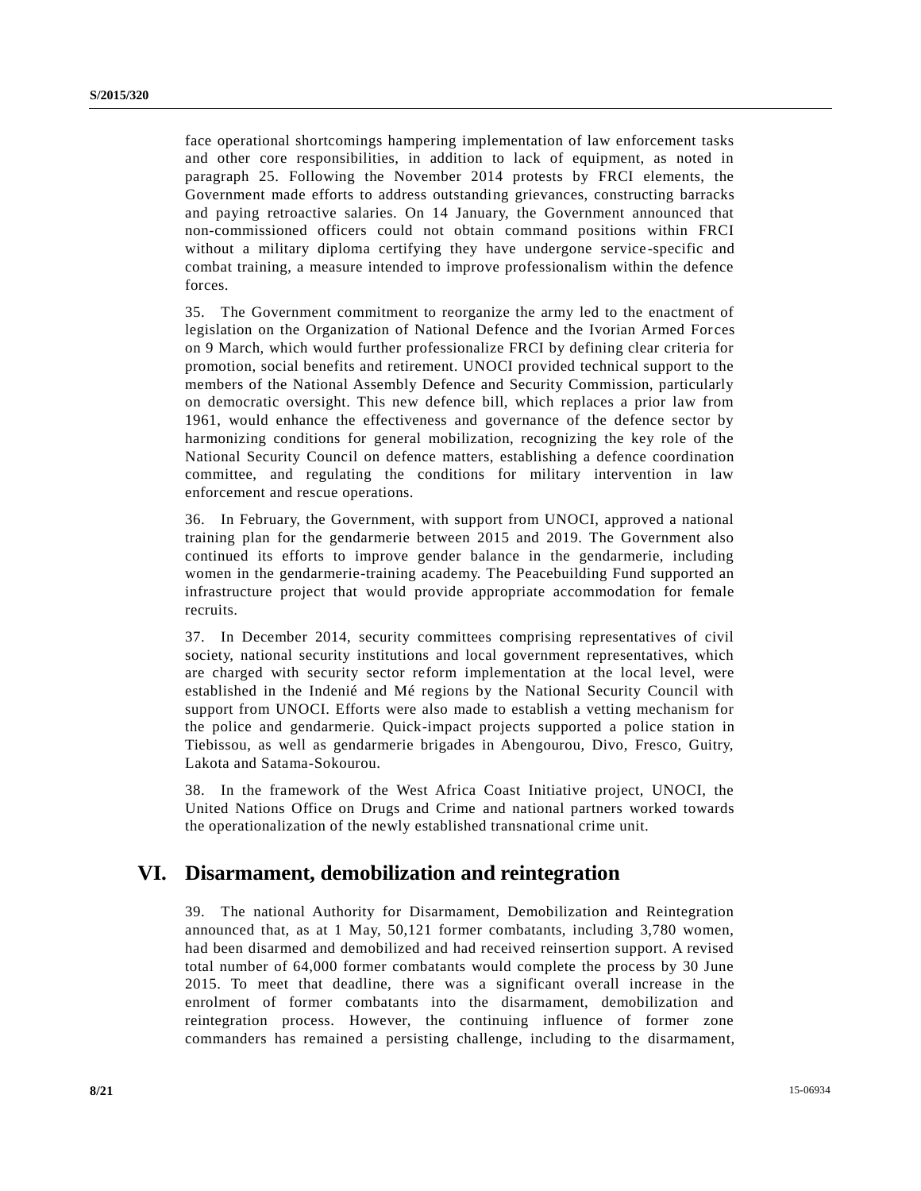face operational shortcomings hampering implementation of law enforcement tasks and other core responsibilities, in addition to lack of equipment, as noted in paragraph 25. Following the November 2014 protests by FRCI elements, the Government made efforts to address outstanding grievances, constructing barracks and paying retroactive salaries. On 14 January, the Government announced that non-commissioned officers could not obtain command positions within FRCI without a military diploma certifying they have undergone service-specific and combat training, a measure intended to improve professionalism within the defence forces.

35. The Government commitment to reorganize the army led to the enactment of legislation on the Organization of National Defence and the Ivorian Armed Forces on 9 March, which would further professionalize FRCI by defining clear criteria for promotion, social benefits and retirement. UNOCI provided technical support to the members of the National Assembly Defence and Security Commission, particularly on democratic oversight. This new defence bill, which replaces a prior law from 1961, would enhance the effectiveness and governance of the defence sector by harmonizing conditions for general mobilization, recognizing the key role of the National Security Council on defence matters, establishing a defence coordination committee, and regulating the conditions for military intervention in law enforcement and rescue operations.

36. In February, the Government, with support from UNOCI, approved a national training plan for the gendarmerie between 2015 and 2019. The Government also continued its efforts to improve gender balance in the gendarmerie, including women in the gendarmerie-training academy. The Peacebuilding Fund supported an infrastructure project that would provide appropriate accommodation for female recruits.

37. In December 2014, security committees comprising representatives of civil society, national security institutions and local government representatives, which are charged with security sector reform implementation at the local level, were established in the Indenié and Mé regions by the National Security Council with support from UNOCI. Efforts were also made to establish a vetting mechanism for the police and gendarmerie. Quick-impact projects supported a police station in Tiebissou, as well as gendarmerie brigades in Abengourou, Divo, Fresco, Guitry, Lakota and Satama-Sokourou.

38. In the framework of the West Africa Coast Initiative project, UNOCI, the United Nations Office on Drugs and Crime and national partners worked towards the operationalization of the newly established transnational crime unit.

## VI. Disarmament, demobilization and reintegration

39. The national Authority for Disarmament, Demobilization and Reintegration announced that, as at 1 May, 50,121 former combatants, including 3,780 women, had been disarmed and demobilized and had received reinsertion support. A revised total number of 64,000 former combatants would complete the process by 30 June 2015. To meet that deadline, there was a significant overall increase in the enrolment of former combatants into the disarmament, demobilization and reintegration process. However, the continuing influence of former zone commanders has remained a persisting challenge, including to the disarmament,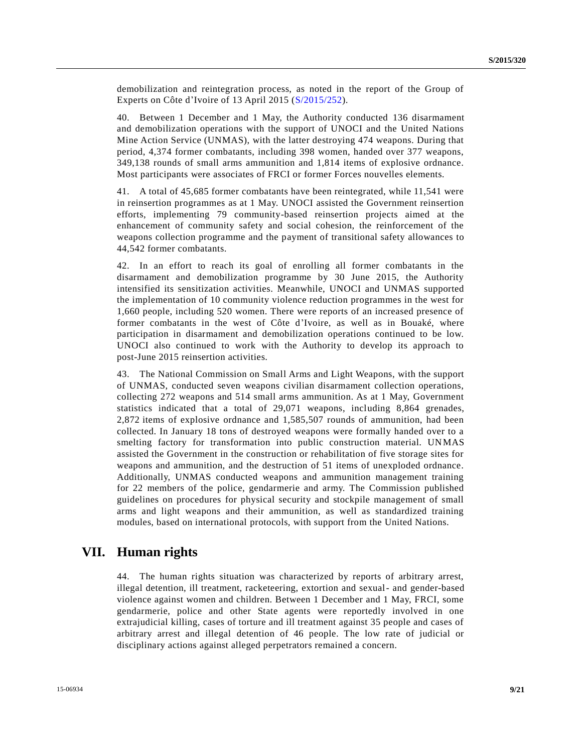demobilization and reintegration process, as noted in the report of the Group of Experts on Côte d'Ivoire of 13 April 2015 (S/2015/252).

40. Between 1 December and 1 May, the Authority conducted 136 disarmament and demobilization operations with the support of UNOCI and the United Nations Mine Action Service (UNMAS), with the latter destroying 474 weapons. During that period, 4,374 former combatants, including 398 women, handed over 377 weapons, 349,138 rounds of small arms ammunition and 1,814 items of explosive ordnance. Most participants were associates of FRCI or former Forces nouvelles elements.

41. A total of 45,685 former combatants have been reintegrated, while 11,541 were in reinsertion programmes as at 1 May. UNOCI assisted the Government reinsertion efforts, implementing 79 community-based reinsertion projects aimed at the enhancement of community safety and social cohesion, the reinforcement of the weapons collection programme and the payment of transitional safety allowances to 44,542 former combatants.

42. In an effort to reach its goal of enrolling all former combatants in the disarmament and demobilization programme by 30 June 2015, the Authority intensified its sensitization activities. Meanwhile, UNOCI and UNMAS supported the implementation of 10 community violence reduction programmes in the west for 1,660 people, including 520 women. There were reports of an increased presence of former combatants in the west of Côte d'Ivoire, as well as in Bouaké, where participation in disarmament and demobilization operations continued to be low. UNOCI also continued to work with the Authority to develop its approach to post-June 2015 reinsertion activities.

43. The National Commission on Small Arms and Light Weapons, with the support of UNMAS, conducted seven weapons civilian disarmament collection operations, collecting 272 weapons and 514 small arms ammunition. As at 1 May, Government statistics indicated that a total of 29,071 weapons, including 8,864 grenades, 2,872 items of explosive ordnance and 1,585,507 rounds of ammunition, had been collected. In January 18 tons of destroyed weapons were formally handed over to a smelting factory for transformation into public construction material. UNMAS assisted the Government in the construction or rehabilitation of five storage sites for weapons and ammunition, and the destruction of 51 items of unexploded ordnance. Additionally, UNMAS conducted weapons and ammunition management training for 22 members of the police, gendarmerie and army. The Commission published guidelines on procedures for physical security and stockpile management of small arms and light weapons and their ammunition, as well as standardized training modules, based on international protocols, with support from the United Nations.

## VII. Human rights

44. The human rights situation was characterized by reports of arbitrary arrest, illegal detention, ill treatment, racketeering, extortion and sexual- and gender-based violence against women and children. Between 1 December and 1 May, FRCI, some gendarmerie, police and other State agents were reportedly involved in one extrajudicial killing, cases of torture and ill treatment against 35 people and cases of arbitrary arrest and illegal detention of 46 people. The low rate of judicial or disciplinary actions against alleged perpetrators remained a concern.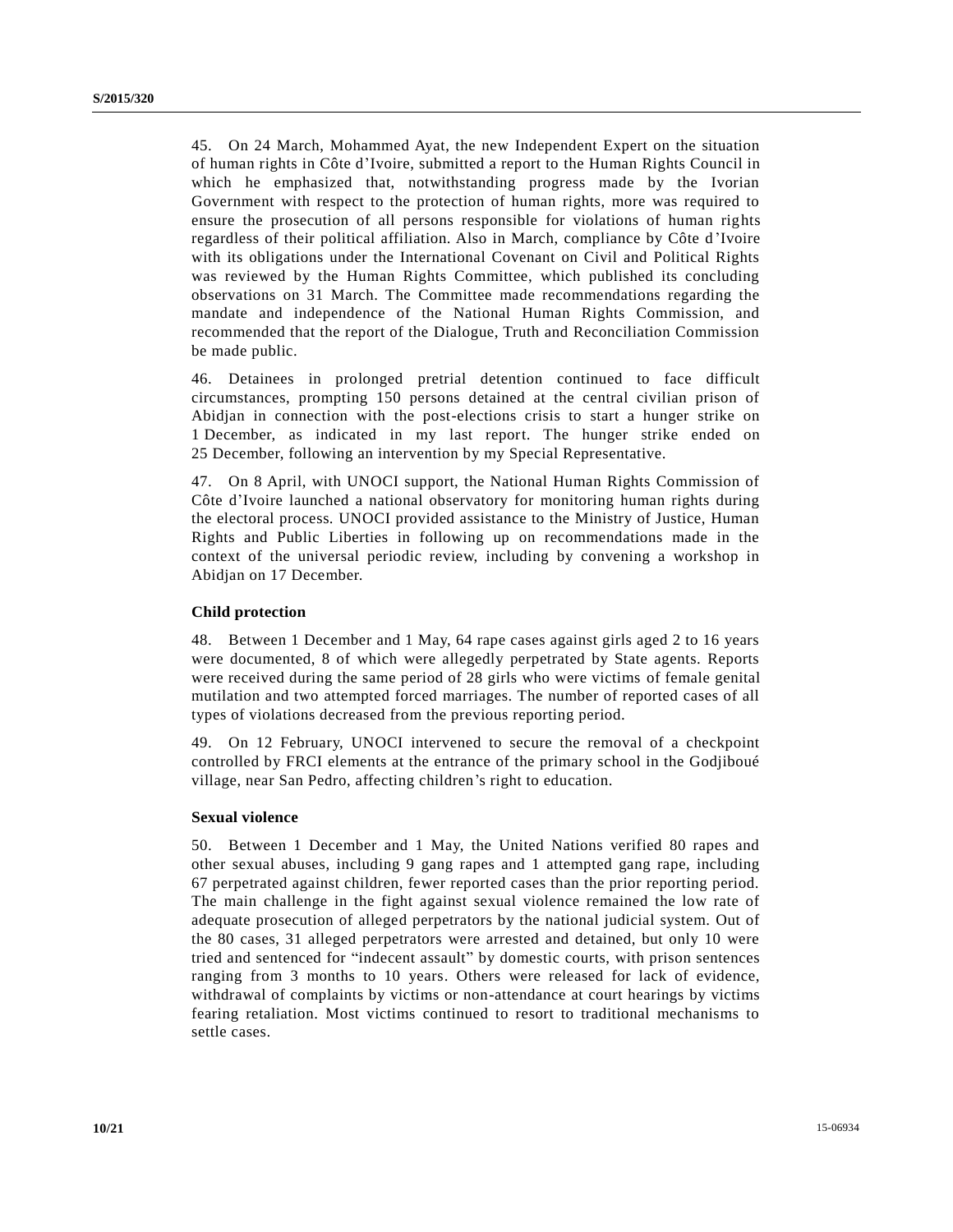45. On 24 March, Mohammed Ayat, the new Independent Expert on the situation of human rights in Côte d'Ivoire, submitted a report to the Human Rights Council in which he emphasized that, notwithstanding progress made by the Ivorian Government with respect to the protection of human rights, more was required to ensure the prosecution of all persons responsible for violations of human rights regardless of their political affiliation. Also in March, compliance by Côte d'Ivoire with its obligations under the International Covenant on Civil and Political Rights was reviewed by the Human Rights Committee, which published its concluding observations on 31 March. The Committee made recommendations regarding the mandate and independence of the National Human Rights Commission, and recommended that the report of the Dialogue, Truth and Reconciliation Commission be made public.

46. Detainees in prolonged pretrial detention continued to face difficult circumstances, prompting 150 persons detained at the central civilian prison of Abidjan in connection with the post-elections crisis to start a hunger strike on 1 December, as indicated in my last report. The hunger strike ended on 25 December, following an intervention by my Special Representative.

47. On 8 April, with UNOCI support, the National Human Rights Commission of Côte d'Ivoire launched a national observatory for monitoring human rights during the electoral process. UNOCI provided assistance to the Ministry of Justice, Human Rights and Public Liberties in following up on recommendations made in the context of the universal periodic review, including by convening a workshop in Abidjan on 17 December.

### Child protection

48. Between 1 December and 1 May, 64 rape cases against girls aged 2 to 16 years were documented, 8 of which were allegedly perpetrated by State agents. Reports were received during the same period of 28 girls who were victims of female genital mutilation and two attempted forced marriages. The number of reported cases of all types of violations decreased from the previous reporting period.

49. On 12 February, UNOCI intervened to secure the removal of a checkpoint controlled by FRCI elements at the entrance of the primary school in the Godjiboué village, near San Pedro, affecting children's right to education.

### Sexual violence

50. Between 1 December and 1 May, the United Nations verified 80 rapes and other sexual abuses, including 9 gang rapes and 1 attempted gang rape, including 67 perpetrated against children, fewer reported cases than the prior reporting period. The main challenge in the fight against sexual violence remained the low rate of adequate prosecution of alleged perpetrators by the national judicial system. Out of the 80 cases, 31 alleged perpetrators were arrested and detained, but only 10 were tried and sentenced for "indecent assault" by domestic courts, with prison sentences ranging from 3 months to 10 years. Others were released for lack of evidence, withdrawal of complaints by victims or non-attendance at court hearings by victims fearing retaliation. Most victims continued to resort to traditional mechanisms to settle cases.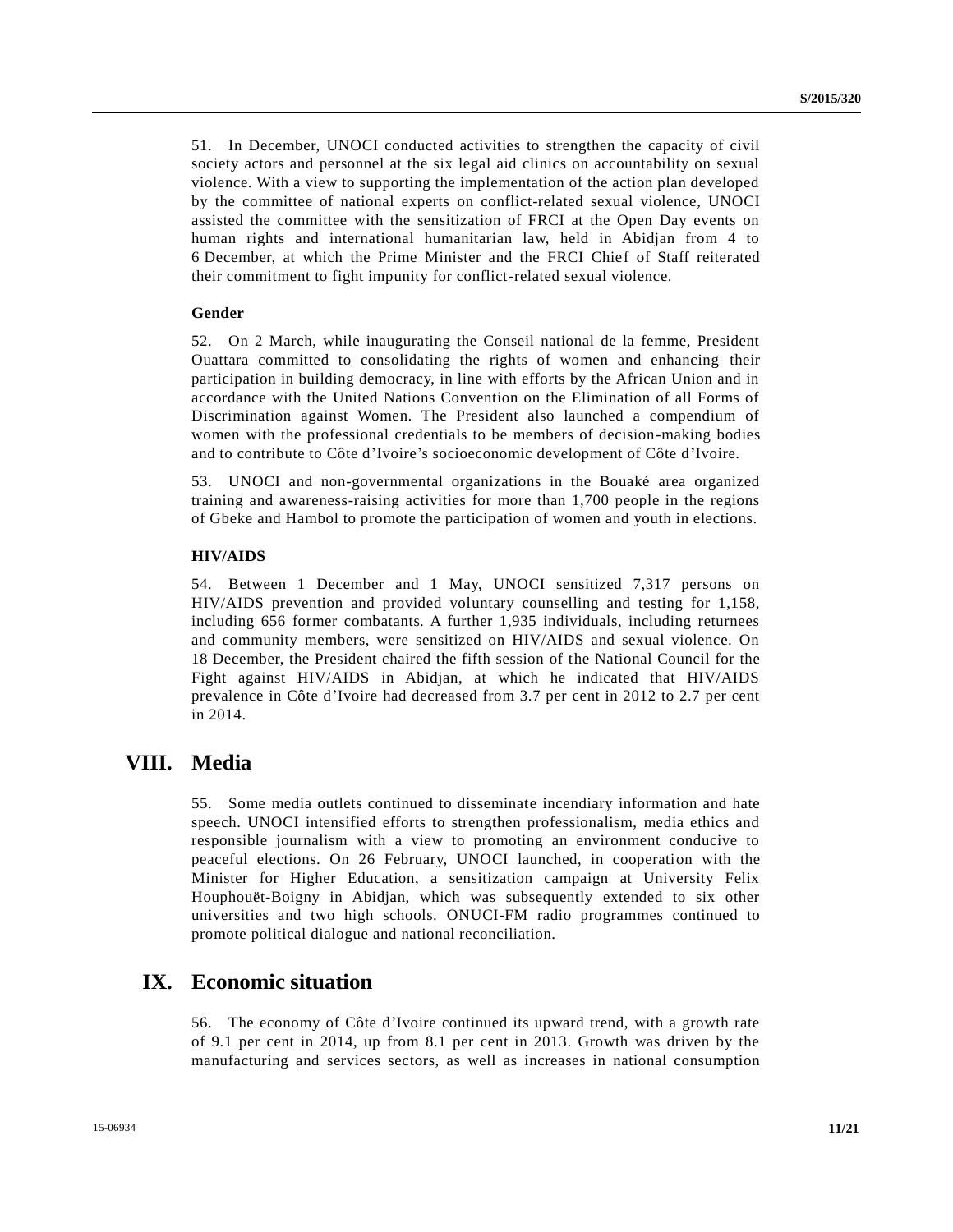51. In December, UNOCI conducted activities to strengthen the capacity of civil society actors and personnel at the six legal aid clinics on accountability on sexual violence. With a view to supporting the implementation of the action plan developed by the committee of national experts on conflict-related sexual violence, UNOCI assisted the committee with the sensitization of FRCI at the Open Day events on human rights and international humanitarian law, held in Abidjan from 4 to 6 December, at which the Prime Minister and the FRCI Chief of Staff reiterated their commitment to fight impunity for conflict-related sexual violence.

### Gender

52. On 2 March, while inaugurating the Conseil national de la femme, President Ouattara committed to consolidating the rights of women and enhancing their participation in building democracy, in line with efforts by the African Union and in accordance with the United Nations Convention on the Elimination of all Forms of Discrimination against Women. The President also launched a compendium of women with the professional credentials to be members of decision-making bodies and to contribute to Côte d'Ivoire's socioeconomic development of Côte d'Ivoire.

53. UNOCI and non-governmental organizations in the Bouaké area organized training and awareness-raising activities for more than 1,700 people in the regions of Gbeke and Hambol to promote the participation of women and youth in elections.

### HIV/AIDS

54. Between 1 December and 1 May, UNOCI sensitized 7,317 persons on HIV/AIDS prevention and provided voluntary counselling and testing for 1,158, including 656 former combatants. A further 1,935 individuals, including returnees and community members, were sensitized on HIV/AIDS and sexual violence. On 18 December, the President chaired the fifth session of the National Council for the Fight against HIV/AIDS in Abidjan, at which he indicated that HIV/AIDS prevalence in Côte d'Ivoire had decreased from 3.7 per cent in 2012 to 2.7 per cent in 2014.

## VIII. Media

55. Some media outlets continued to disseminate incendiary information and hate speech. UNOCI intensified efforts to strengthen professionalism, media ethics and responsible journalism with a view to promoting an environment conducive to peaceful elections. On 26 February, UNOCI launched, in cooperation with the Minister for Higher Education, a sensitization campaign at University Felix Houphouët-Boigny in Abidjan, which was subsequently extended to six other universities and two high schools. ONUCI-FM radio programmes continued to promote political dialogue and national reconciliation.

## IX. Economic situation

56. The economy of Côte d'Ivoire continued its upward trend, with a growth rate of 9.1 per cent in 2014, up from 8.1 per cent in 2013. Growth was driven by the manufacturing and services sectors, as well as increases in national consumption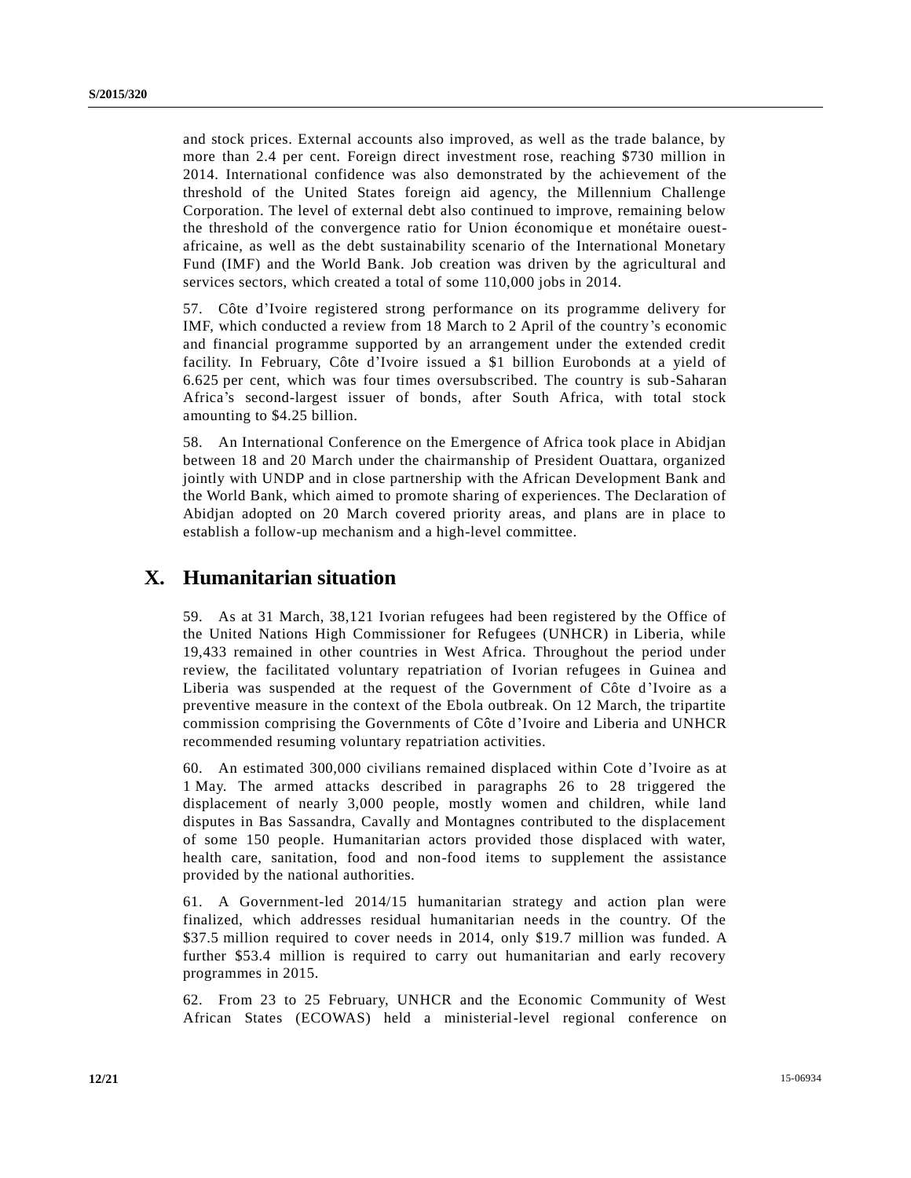and stock prices. External accounts also improved, as well as the trade balance, by more than 2.4 per cent. Foreign direct investment rose, reaching $730 million in 2014. International confidence was also demonstrated by the achievement of the threshold of the United States foreign aid agency, the Millennium Challenge Corporation. The level of external debt also continued to improve, remaining below the threshold of the convergence ratio for Union économique et monétaire ouest-africaine, as well as the debt sustainability scenario of the International Monetary Fund (IMF) and the World Bank. Job creation was driven by the agricultural and services sectors, which created a total of some 110,000 jobs in 2014.

57. Côte d'Ivoire registered strong performance on its programme delivery for IMF, which conducted a review from 18 March to 2 April of the country's economic and financial programme supported by an arrangement under the extended credit facility. In February, Côte d'Ivoire issued a $1 billion Eurobonds at a yield of 6.625 per cent, which was four times oversubscribed. The country is sub-Saharan Africa's second-largest issuer of bonds, after South Africa, with total stock amounting to $4.25 billion.

58. An International Conference on the Emergence of Africa took place in Abidjan between 18 and 20 March under the chairmanship of President Ouattara, organized jointly with UNDP and in close partnership with the African Development Bank and the World Bank, which aimed to promote sharing of experiences. The Declaration of Abidjan adopted on 20 March covered priority areas, and plans are in place to establish a follow-up mechanism and a high-level committee.

## X. Humanitarian situation

59. As at 31 March, 38,121 Ivorian refugees had been registered by the Office of the United Nations High Commissioner for Refugees (UNHCR) in Liberia, while 19,433 remained in other countries in West Africa. Throughout the period under review, the facilitated voluntary repatriation of Ivorian refugees in Guinea and Liberia was suspended at the request of the Government of Côte d'Ivoire as a preventive measure in the context of the Ebola outbreak. On 12 March, the tripartite commission comprising the Governments of Côte d'Ivoire and Liberia and UNHCR recommended resuming voluntary repatriation activities.

60. An estimated 300,000 civilians remained displaced within Cote d'Ivoire as at 1 May. The armed attacks described in paragraphs 26 to 28 triggered the displacement of nearly 3,000 people, mostly women and children, while land disputes in Bas Sassandra, Cavally and Montagnes contributed to the displacement of some 150 people. Humanitarian actors provided those displaced with water, health care, sanitation, food and non-food items to supplement the assistance provided by the national authorities.

61. A Government-led 2014/15 humanitarian strategy and action plan were finalized, which addresses residual humanitarian needs in the country. Of the $37.5 million required to cover needs in 2014, only $19.7 million was funded. A further $53.4 million is required to carry out humanitarian and early recovery programmes in 2015.

62. From 23 to 25 February, UNHCR and the Economic Community of West African States (ECOWAS) held a ministerial-level regional conference on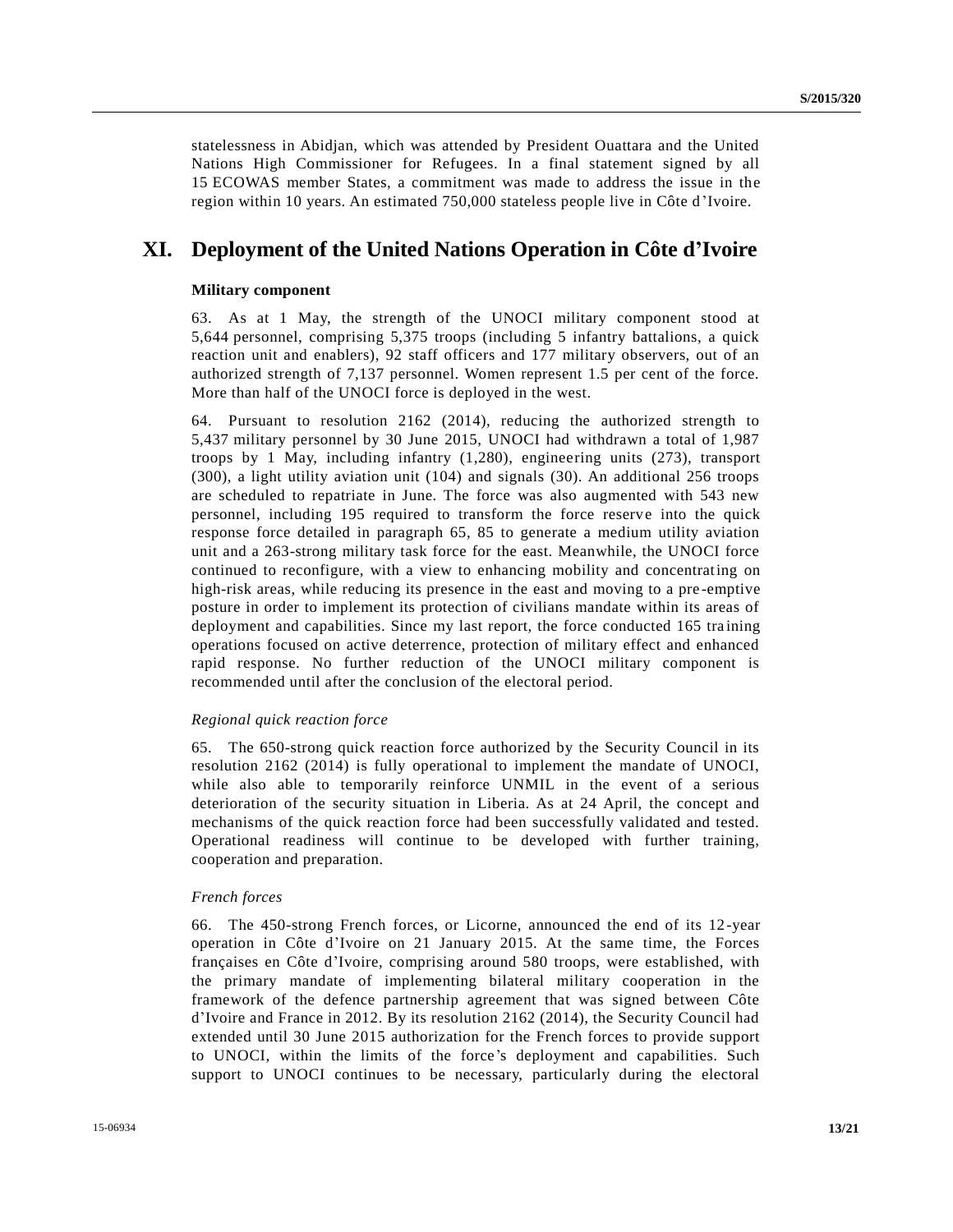statelessness in Abidjan, which was attended by President Ouattara and the United Nations High Commissioner for Refugees. In a final statement signed by all 15 ECOWAS member States, a commitment was made to address the issue in the region within 10 years. An estimated 750,000 stateless people live in Côte d'Ivoire.

# XI. Deployment of the United Nations Operation in Côte d'Ivoire

### Military component

63. As at 1 May, the strength of the UNOCI military component stood at 5,644 personnel, comprising 5,375 troops (including 5 infantry battalions, a quick reaction unit and enablers), 92 staff officers and 177 military observers, out of an authorized strength of 7,137 personnel. Women represent 1.5 per cent of the force. More than half of the UNOCI force is deployed in the west.

64. Pursuant to resolution 2162 (2014), reducing the authorized strength to 5,437 military personnel by 30 June 2015, UNOCI had withdrawn a total of 1,987 troops by 1 May, including infantry (1,280), engineering units (273), transport (300), a light utility aviation unit (104) and signals (30). An additional 256 troops are scheduled to repatriate in June. The force was also augmented with 543 new personnel, including 195 required to transform the force reserve into the quick response force detailed in paragraph 65, 85 to generate a medium utility aviation unit and a 263-strong military task force for the east. Meanwhile, the UNOCI force continued to reconfigure, with a view to enhancing mobility and concentrating on high-risk areas, while reducing its presence in the east and moving to a pre-emptive posture in order to implement its protection of civilians mandate within its areas of deployment and capabilities. Since my last report, the force conducted 165 training operations focused on active deterrence, protection of military effect and enhanced rapid response. No further reduction of the UNOCI military component is recommended until after the conclusion of the electoral period.

*Regional quick reaction force*

65. The 650-strong quick reaction force authorized by the Security Council in its resolution 2162 (2014) is fully operational to implement the mandate of UNOCI, while also able to temporarily reinforce UNMIL in the event of a serious deterioration of the security situation in Liberia. As at 24 April, the concept and mechanisms of the quick reaction force had been successfully validated and tested. Operational readiness will continue to be developed with further training, cooperation and preparation.

*French forces*

66. The 450-strong French forces, or Licorne, announced the end of its 12-year operation in Côte d'Ivoire on 21 January 2015. At the same time, the Forces françaises en Côte d'Ivoire, comprising around 580 troops, were established, with the primary mandate of implementing bilateral military cooperation in the framework of the defence partnership agreement that was signed between Côte d'Ivoire and France in 2012. By its resolution 2162 (2014), the Security Council had extended until 30 June 2015 authorization for the French forces to provide support to UNOCI, within the limits of the force's deployment and capabilities. Such support to UNOCI continues to be necessary, particularly during the electoral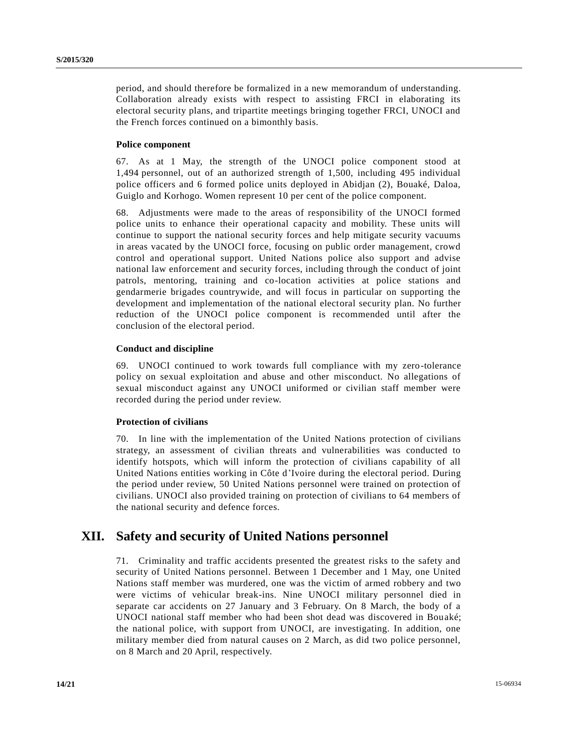period, and should therefore be formalized in a new memorandum of understanding. Collaboration already exists with respect to assisting FRCI in elaborating its electoral security plans, and tripartite meetings bringing together FRCI, UNOCI and the French forces continued on a bimonthly basis.

**Police component**

67. As at 1 May, the strength of the UNOCI police component stood at 1,494 personnel, out of an authorized strength of 1,500, including 495 individual police officers and 6 formed police units deployed in Abidjan (2), Bouaké, Daloa, Guiglo and Korhogo. Women represent 10 per cent of the police component.

68. Adjustments were made to the areas of responsibility of the UNOCI formed police units to enhance their operational capacity and mobility. These units will continue to support the national security forces and help mitigate security vacuums in areas vacated by the UNOCI force, focusing on public order management, crowd control and operational support. United Nations police also support and advise national law enforcement and security forces, including through the conduct of joint patrols, mentoring, training and co-location activities at police stations and gendarmerie brigades countrywide, and will focus in particular on supporting the development and implementation of the national electoral security plan. No further reduction of the UNOCI police component is recommended until after the conclusion of the electoral period.

**Conduct and discipline**

69. UNOCI continued to work towards full compliance with my zero-tolerance policy on sexual exploitation and abuse and other misconduct. No allegations of sexual misconduct against any UNOCI uniformed or civilian staff member were recorded during the period under review.

**Protection of civilians**

70. In line with the implementation of the United Nations protection of civilians strategy, an assessment of civilian threats and vulnerabilities was conducted to identify hotspots, which will inform the protection of civilians capability of all United Nations entities working in Côte d'Ivoire during the electoral period. During the period under review, 50 United Nations personnel were trained on protection of civilians. UNOCI also provided training on protection of civilians to 64 members of the national security and defence forces.

## XII. Safety and security of United Nations personnel

71. Criminality and traffic accidents presented the greatest risks to the safety and security of United Nations personnel. Between 1 December and 1 May, one United Nations staff member was murdered, one was the victim of armed robbery and two were victims of vehicular break-ins. Nine UNOCI military personnel died in separate car accidents on 27 January and 3 February. On 8 March, the body of a UNOCI national staff member who had been shot dead was discovered in Bouaké; the national police, with support from UNOCI, are investigating. In addition, one military member died from natural causes on 2 March, as did two police personnel, on 8 March and 20 April, respectively.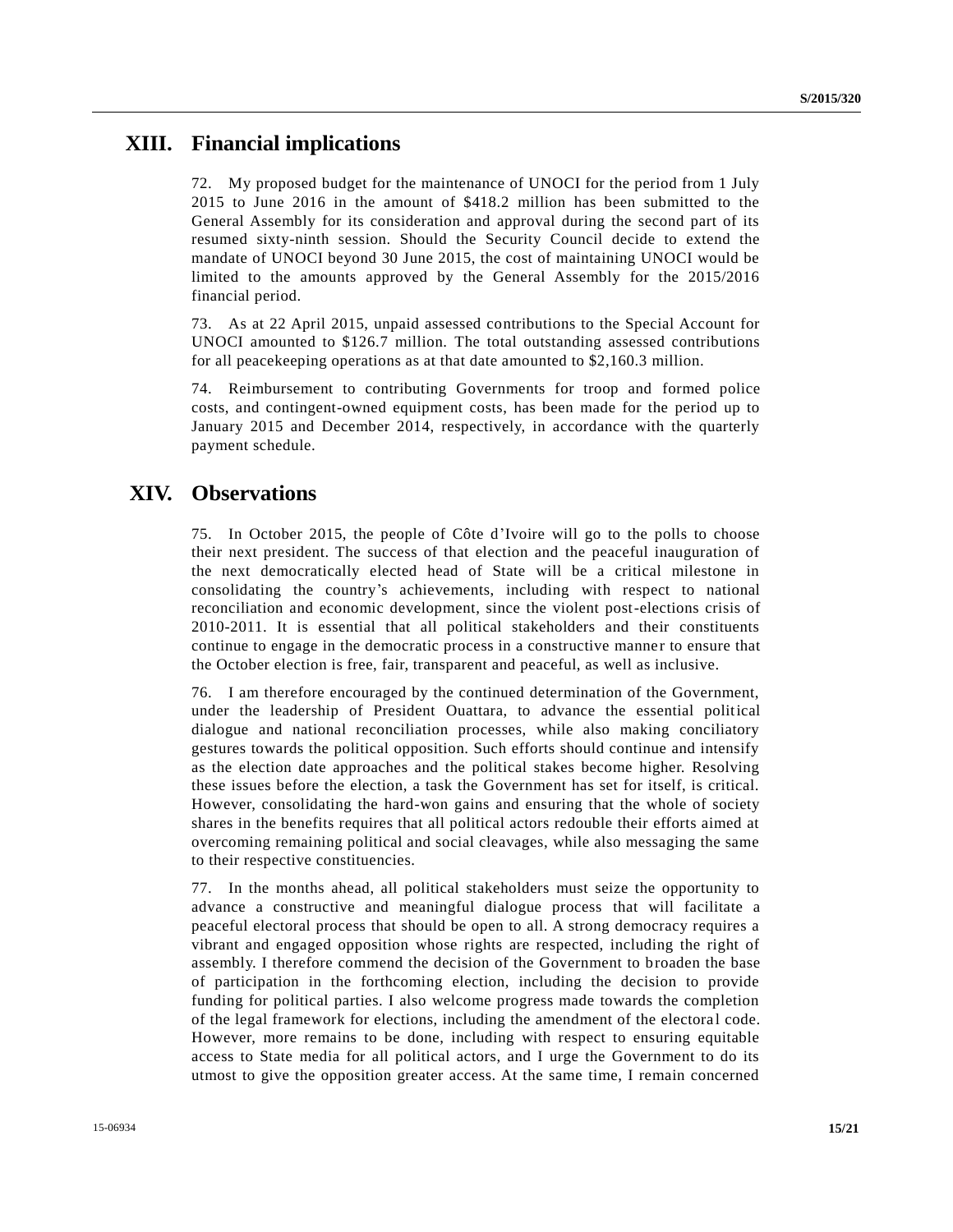## XIII. Financial implications

72. My proposed budget for the maintenance of UNOCI for the period from 1 July 2015 to June 2016 in the amount of $418.2 million has been submitted to the General Assembly for its consideration and approval during the second part of its resumed sixty-ninth session. Should the Security Council decide to extend the mandate of UNOCI beyond 30 June 2015, the cost of maintaining UNOCI would be limited to the amounts approved by the General Assembly for the 2015/2016 financial period.

73. As at 22 April 2015, unpaid assessed contributions to the Special Account for UNOCI amounted to $126.7 million. The total outstanding assessed contributions for all peacekeeping operations as at that date amounted to $2,160.3 million.

74. Reimbursement to contributing Governments for troop and formed police costs, and contingent-owned equipment costs, has been made for the period up to January 2015 and December 2014, respectively, in accordance with the quarterly payment schedule.

## XIV. Observations

75. In October 2015, the people of Côte d'Ivoire will go to the polls to choose their next president. The success of that election and the peaceful inauguration of the next democratically elected head of State will be a critical milestone in consolidating the country's achievements, including with respect to national reconciliation and economic development, since the violent post-elections crisis of 2010-2011. It is essential that all political stakeholders and their constituents continue to engage in the democratic process in a constructive manner to ensure that the October election is free, fair, transparent and peaceful, as well as inclusive.

76. I am therefore encouraged by the continued determination of the Government, under the leadership of President Ouattara, to advance the essential political dialogue and national reconciliation processes, while also making conciliatory gestures towards the political opposition. Such efforts should continue and intensify as the election date approaches and the political stakes become higher. Resolving these issues before the election, a task the Government has set for itself, is critical. However, consolidating the hard-won gains and ensuring that the whole of society shares in the benefits requires that all political actors redouble their efforts aimed at overcoming remaining political and social cleavages, while also messaging the same to their respective constituencies.

77. In the months ahead, all political stakeholders must seize the opportunity to advance a constructive and meaningful dialogue process that will facilitate a peaceful electoral process that should be open to all. A strong democracy requires a vibrant and engaged opposition whose rights are respected, including the right of assembly. I therefore commend the decision of the Government to broaden the base of participation in the forthcoming election, including the decision to provide funding for political parties. I also welcome progress made towards the completion of the legal framework for elections, including the amendment of the electoral code. However, more remains to be done, including with respect to ensuring equitable access to State media for all political actors, and I urge the Government to do its utmost to give the opposition greater access. At the same time, I remain concerned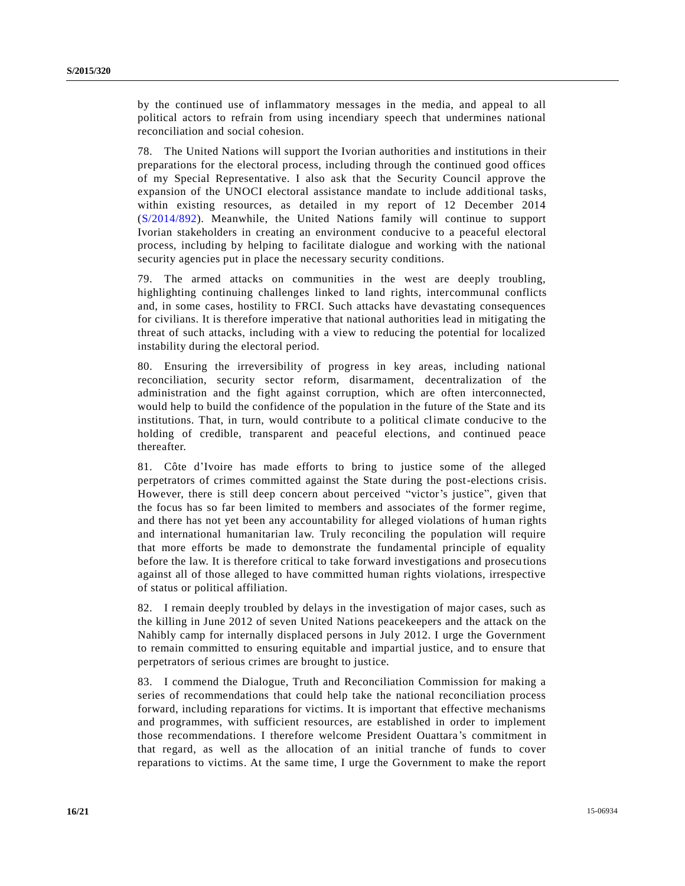by the continued use of inflammatory messages in the media, and appeal to all political actors to refrain from using incendiary speech that undermines national reconciliation and social cohesion.

78. The United Nations will support the Ivorian authorities and institutions in their preparations for the electoral process, including through the continued good offices of my Special Representative. I also ask that the Security Council approve the expansion of the UNOCI electoral assistance mandate to include additional tasks, within existing resources, as detailed in my report of 12 December 2014 (S/2014/892). Meanwhile, the United Nations family will continue to support Ivorian stakeholders in creating an environment conducive to a peaceful electoral process, including by helping to facilitate dialogue and working with the national security agencies put in place the necessary security conditions.

79. The armed attacks on communities in the west are deeply troubling, highlighting continuing challenges linked to land rights, intercommunal conflicts and, in some cases, hostility to FRCI. Such attacks have devastating consequences for civilians. It is therefore imperative that national authorities lead in mitigating the threat of such attacks, including with a view to reducing the potential for localized instability during the electoral period.

80. Ensuring the irreversibility of progress in key areas, including national reconciliation, security sector reform, disarmament, decentralization of the administration and the fight against corruption, which are often interconnected, would help to build the confidence of the population in the future of the State and its institutions. That, in turn, would contribute to a political climate conducive to the holding of credible, transparent and peaceful elections, and continued peace thereafter.

81. Côte d'Ivoire has made efforts to bring to justice some of the alleged perpetrators of crimes committed against the State during the post-elections crisis. However, there is still deep concern about perceived "victor's justice", given that the focus has so far been limited to members and associates of the former regime, and there has not yet been any accountability for alleged violations of human rights and international humanitarian law. Truly reconciling the population will require that more efforts be made to demonstrate the fundamental principle of equality before the law. It is therefore critical to take forward investigations and prosecutions against all of those alleged to have committed human rights violations, irrespective of status or political affiliation.

82. I remain deeply troubled by delays in the investigation of major cases, such as the killing in June 2012 of seven United Nations peacekeepers and the attack on the Nahibly camp for internally displaced persons in July 2012. I urge the Government to remain committed to ensuring equitable and impartial justice, and to ensure that perpetrators of serious crimes are brought to justice.

83. I commend the Dialogue, Truth and Reconciliation Commission for making a series of recommendations that could help take the national reconciliation process forward, including reparations for victims. It is important that effective mechanisms and programmes, with sufficient resources, are established in order to implement those recommendations. I therefore welcome President Ouattara's commitment in that regard, as well as the allocation of an initial tranche of funds to cover reparations to victims. At the same time, I urge the Government to make the report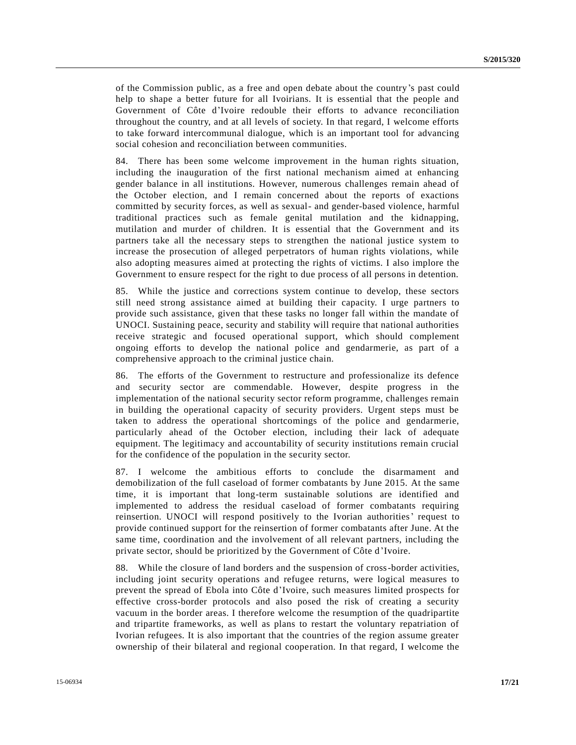of the Commission public, as a free and open debate about the country's past could help to shape a better future for all Ivoirians. It is essential that the people and Government of Côte d'Ivoire redouble their efforts to advance reconciliation throughout the country, and at all levels of society. In that regard, I welcome efforts to take forward intercommunal dialogue, which is an important tool for advancing social cohesion and reconciliation between communities.

84. There has been some welcome improvement in the human rights situation, including the inauguration of the first national mechanism aimed at enhancing gender balance in all institutions. However, numerous challenges remain ahead of the October election, and I remain concerned about the reports of exactions committed by security forces, as well as sexual- and gender-based violence, harmful traditional practices such as female genital mutilation and the kidnapping, mutilation and murder of children. It is essential that the Government and its partners take all the necessary steps to strengthen the national justice system to increase the prosecution of alleged perpetrators of human rights violations, while also adopting measures aimed at protecting the rights of victims. I also implore the Government to ensure respect for the right to due process of all persons in detention.

85. While the justice and corrections system continue to develop, these sectors still need strong assistance aimed at building their capacity. I urge partners to provide such assistance, given that these tasks no longer fall within the mandate of UNOCI. Sustaining peace, security and stability will require that national authorities receive strategic and focused operational support, which should complement ongoing efforts to develop the national police and gendarmerie, as part of a comprehensive approach to the criminal justice chain.

86. The efforts of the Government to restructure and professionalize its defence and security sector are commendable. However, despite progress in the implementation of the national security sector reform programme, challenges remain in building the operational capacity of security providers. Urgent steps must be taken to address the operational shortcomings of the police and gendarmerie, particularly ahead of the October election, including their lack of adequate equipment. The legitimacy and accountability of security institutions remain crucial for the confidence of the population in the security sector.

87. I welcome the ambitious efforts to conclude the disarmament and demobilization of the full caseload of former combatants by June 2015. At the same time, it is important that long-term sustainable solutions are identified and implemented to address the residual caseload of former combatants requiring reinsertion. UNOCI will respond positively to the Ivorian authorities' request to provide continued support for the reinsertion of former combatants after June. At the same time, coordination and the involvement of all relevant partners, including the private sector, should be prioritized by the Government of Côte d'Ivoire.

88. While the closure of land borders and the suspension of cross-border activities, including joint security operations and refugee returns, were logical measures to prevent the spread of Ebola into Côte d'Ivoire, such measures limited prospects for effective cross-border protocols and also posed the risk of creating a security vacuum in the border areas. I therefore welcome the resumption of the quadripartite and tripartite frameworks, as well as plans to restart the voluntary repatriation of Ivorian refugees. It is also important that the countries of the region assume greater ownership of their bilateral and regional cooperation. In that regard, I welcome the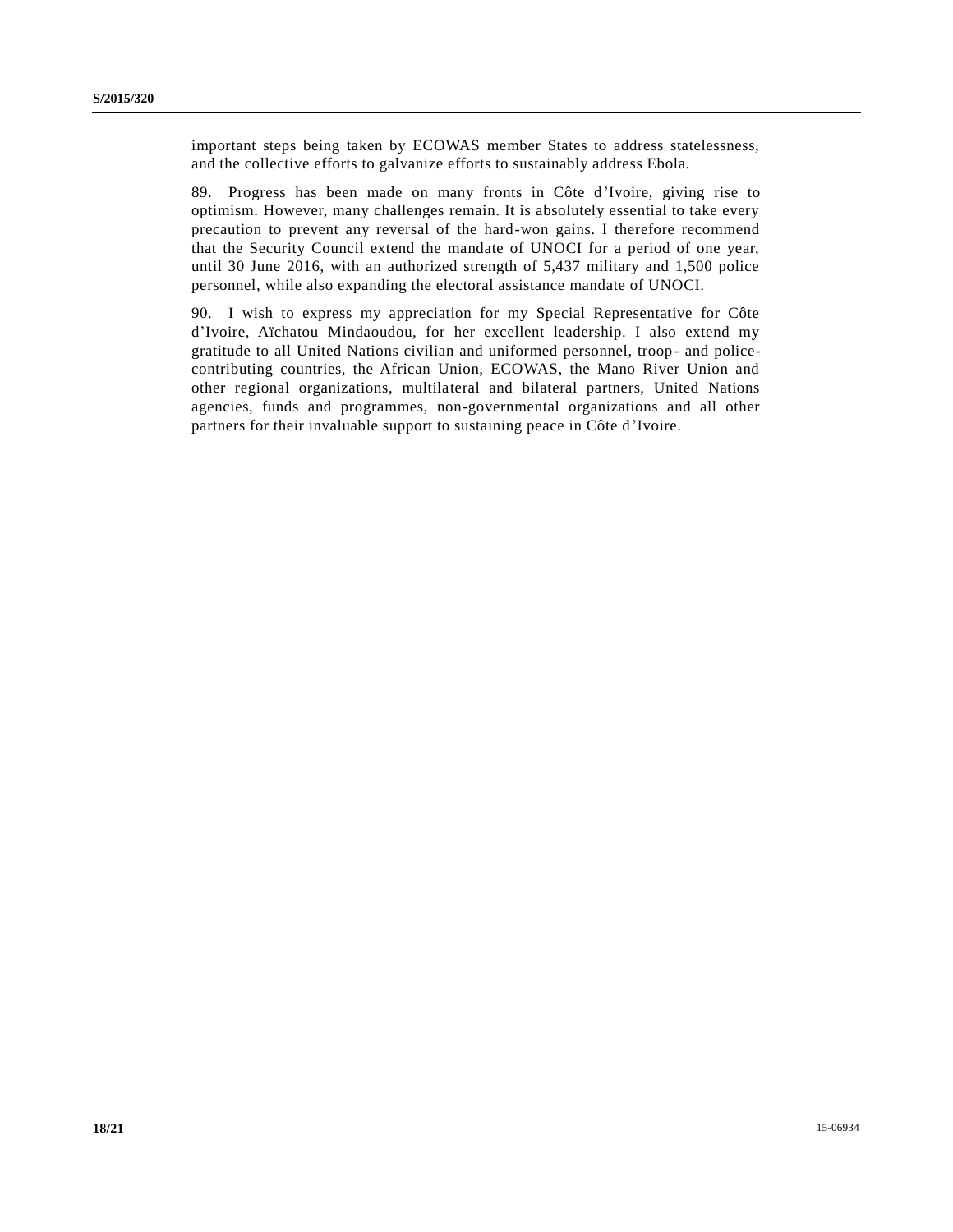important steps being taken by ECOWAS member States to address statelessness, and the collective efforts to galvanize efforts to sustainably address Ebola.

89. Progress has been made on many fronts in Côte d'Ivoire, giving rise to optimism. However, many challenges remain. It is absolutely essential to take every precaution to prevent any reversal of the hard-won gains. I therefore recommend that the Security Council extend the mandate of UNOCI for a period of one year, until 30 June 2016, with an authorized strength of 5,437 military and 1,500 police personnel, while also expanding the electoral assistance mandate of UNOCI.

90. I wish to express my appreciation for my Special Representative for Côte d'Ivoire, Aïchatou Mindaoudou, for her excellent leadership. I also extend my gratitude to all United Nations civilian and uniformed personnel, troop- and police-contributing countries, the African Union, ECOWAS, the Mano River Union and other regional organizations, multilateral and bilateral partners, United Nations agencies, funds and programmes, non-governmental organizations and all other partners for their invaluable support to sustaining peace in Côte d'Ivoire.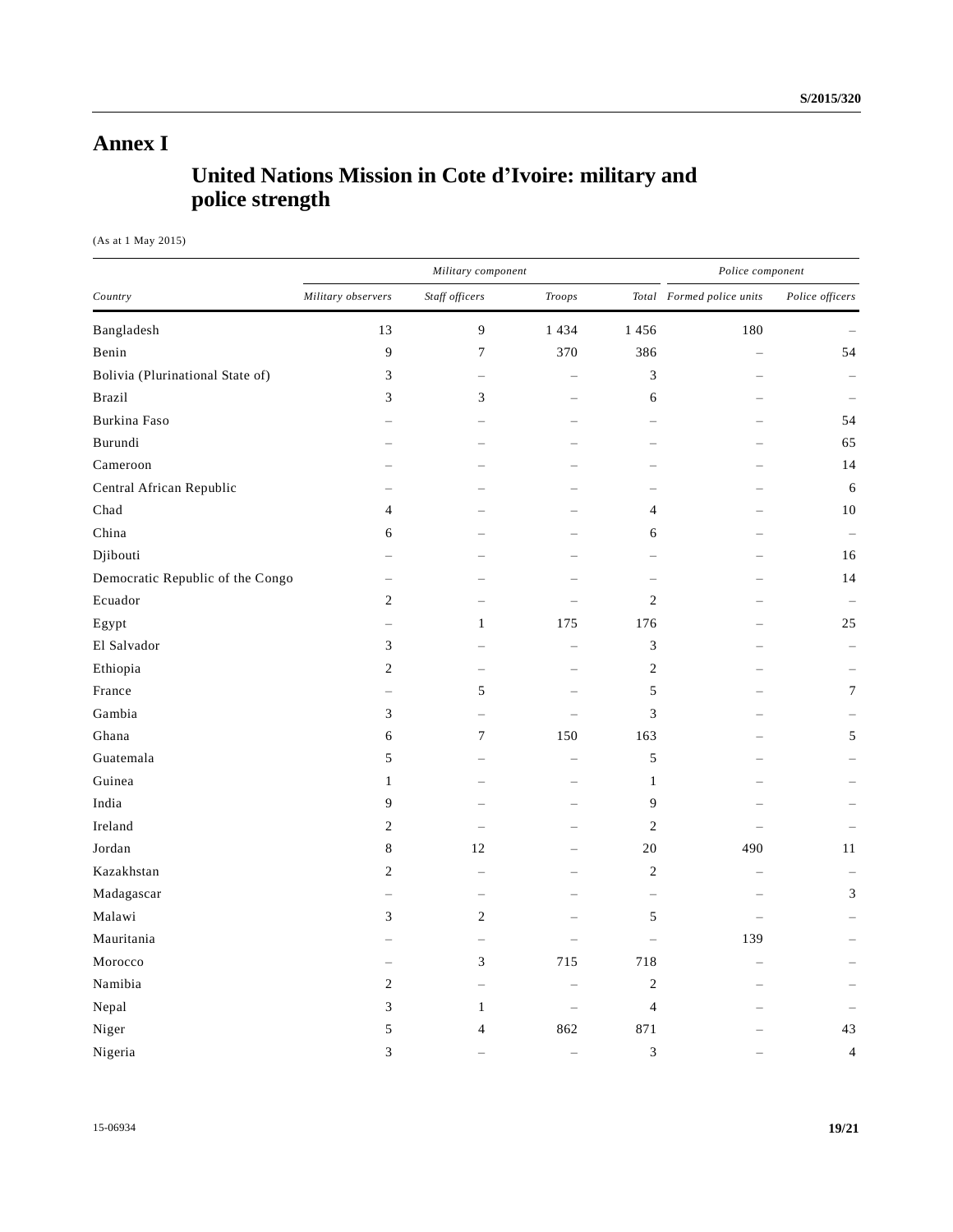# Annex I

## United Nations Mission in Cote d'Ivoire: military and police strength

(As at 1 May 2015)

| Country | Military component | | | | Police component | |
|---|---|---|---|---|---|---|
| | Military observers | Staff officers | Troops | Total | Formed police units | Police officers |
| Bangladesh | 13 | 9 | 1 434 | 1 456 | 180 | – |
| Benin | 9 | 7 | 370 | 386 | – | 54 |
| Bolivia (Plurinational State of) | 3 | – | – | 3 | – | – |
| Brazil | 3 | 3 | – | 6 | – | – |
| Burkina Faso | – | – | – | – | – | 54 |
| Burundi | – | – | – | – | – | 65 |
| Cameroon | – | – | – | – | – | 14 |
| Central African Republic | – | – | – | – | – | 6 |
| Chad | 4 | – | – | 4 | – | 10 |
| China | 6 | – | – | 6 | – | – |
| Djibouti | – | – | – | – | – | 16 |
| Democratic Republic of the Congo | – | – | – | – | – | 14 |
| Ecuador | 2 | – | – | 2 | – | – |
| Egypt | – | 1 | 175 | 176 | – | 25 |
| El Salvador | 3 | – | – | 3 | – | – |
| Ethiopia | 2 | – | – | 2 | – | – |
| France | – | 5 | – | 5 | – | 7 |
| Gambia | 3 | – | – | 3 | – | – |
| Ghana | 6 | 7 | 150 | 163 | – | 5 |
| Guatemala | 5 | – | – | 5 | – | – |
| Guinea | 1 | – | – | 1 | – | – |
| India | 9 | – | – | 9 | – | – |
| Ireland | 2 | – | – | 2 | – | – |
| Jordan | 8 | 12 | – | 20 | 490 | 11 |
| Kazakhstan | 2 | – | – | 2 | – | – |
| Madagascar | – | – | – | – | – | 3 |
| Malawi | 3 | 2 | – | 5 | – | – |
| Mauritania | – | – | – | – | 139 | – |
| Morocco | – | 3 | 715 | 718 | – | – |
| Namibia | 2 | – | – | 2 | – | – |
| Nepal | 3 | 1 | – | 4 | – | – |
| Niger | 5 | 4 | 862 | 871 | – | 43 |
| Nigeria | 3 | – | – | 3 | – | 4 |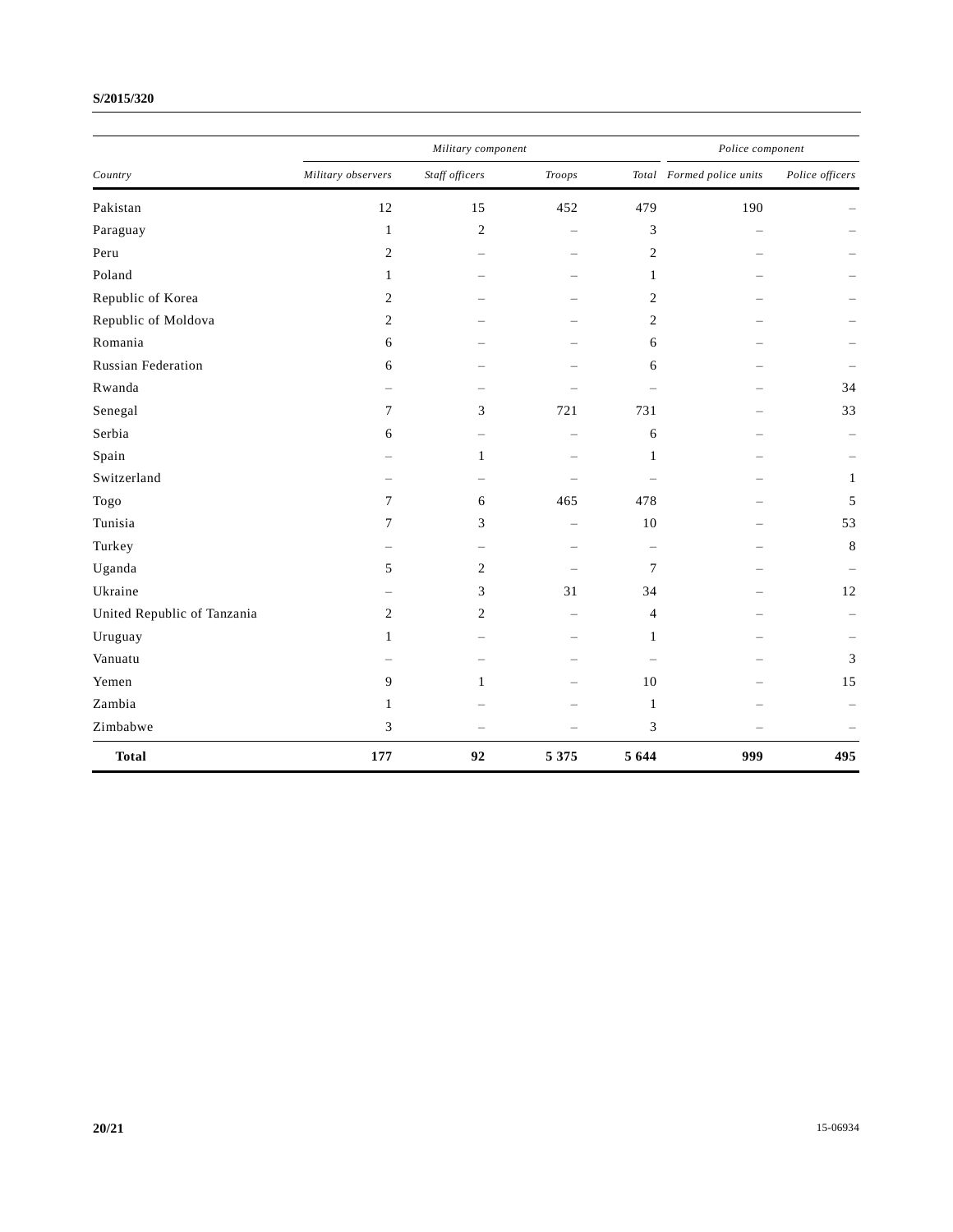| Country | Military component | | | | Police component | |
|---|---|---|---|---|---|---|
| | *Military observers* | *Staff officers* | *Troops* | *Total* | *Formed police units* | *Police officers* |
| Pakistan | 12 | 15 | 452 | 479 | 190 | – |
| Paraguay | 1 | 2 | – | 3 | – | – |
| Peru | 2 | – | – | 2 | – | – |
| Poland | 1 | – | – | 1 | – | – |
| Republic of Korea | 2 | – | – | 2 | – | – |
| Republic of Moldova | 2 | – | – | 2 | – | – |
| Romania | 6 | – | – | 6 | – | – |
| Russian Federation | 6 | – | – | 6 | – | – |
| Rwanda | – | – | – | – | – | 34 |
| Senegal | 7 | 3 | 721 | 731 | – | 33 |
| Serbia | 6 | – | – | 6 | – | – |
| Spain | – | 1 | – | 1 | – | – |
| Switzerland | – | – | – | – | – | 1 |
| Togo | 7 | 6 | 465 | 478 | – | 5 |
| Tunisia | 7 | 3 | – | 10 | – | 53 |
| Turkey | – | – | – | – | – | 8 |
| Uganda | 5 | 2 | – | 7 | – | – |
| Ukraine | – | 3 | 31 | 34 | – | 12 |
| United Republic of Tanzania | 2 | 2 | – | 4 | – | – |
| Uruguay | 1 | – | – | 1 | – | – |
| Vanuatu | – | – | – | – | – | 3 |
| Yemen | 9 | 1 | – | 10 | – | 15 |
| Zambia | 1 | – | – | 1 | – | – |
| Zimbabwe | 3 | – | – | 3 | – | – |
| **Total** | **177** | **92** | **5 375** | **5 644** | **999** | **495** |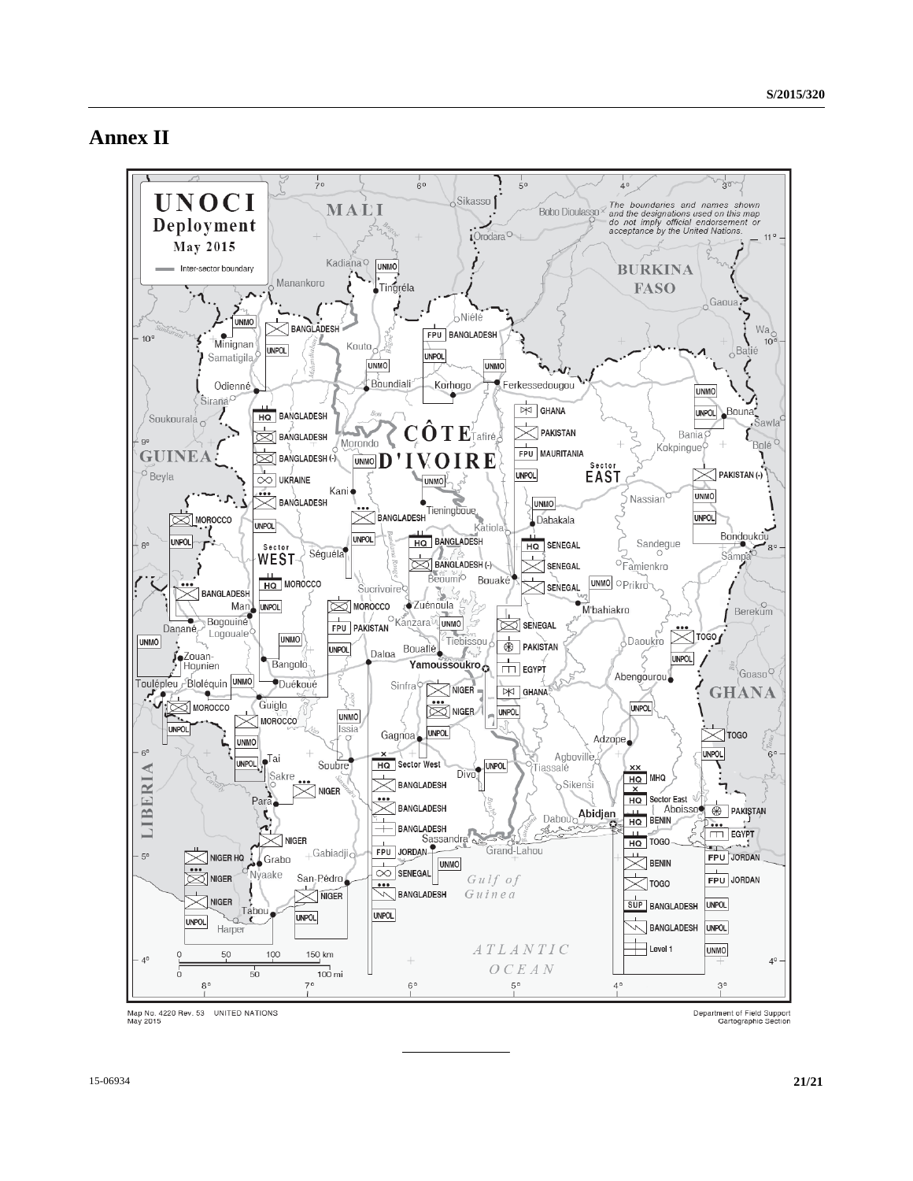# Annex II

UNOCI
Deployment
May 2015

Inter-sector boundary

The boundaries and names shown and the designations used on this map do not imply official endorsement or acceptance by the United Nations.

Map No. 4220 Rev. 53 UNITED NATIONS
May 2015

Department of Field Support
Cartographic Section